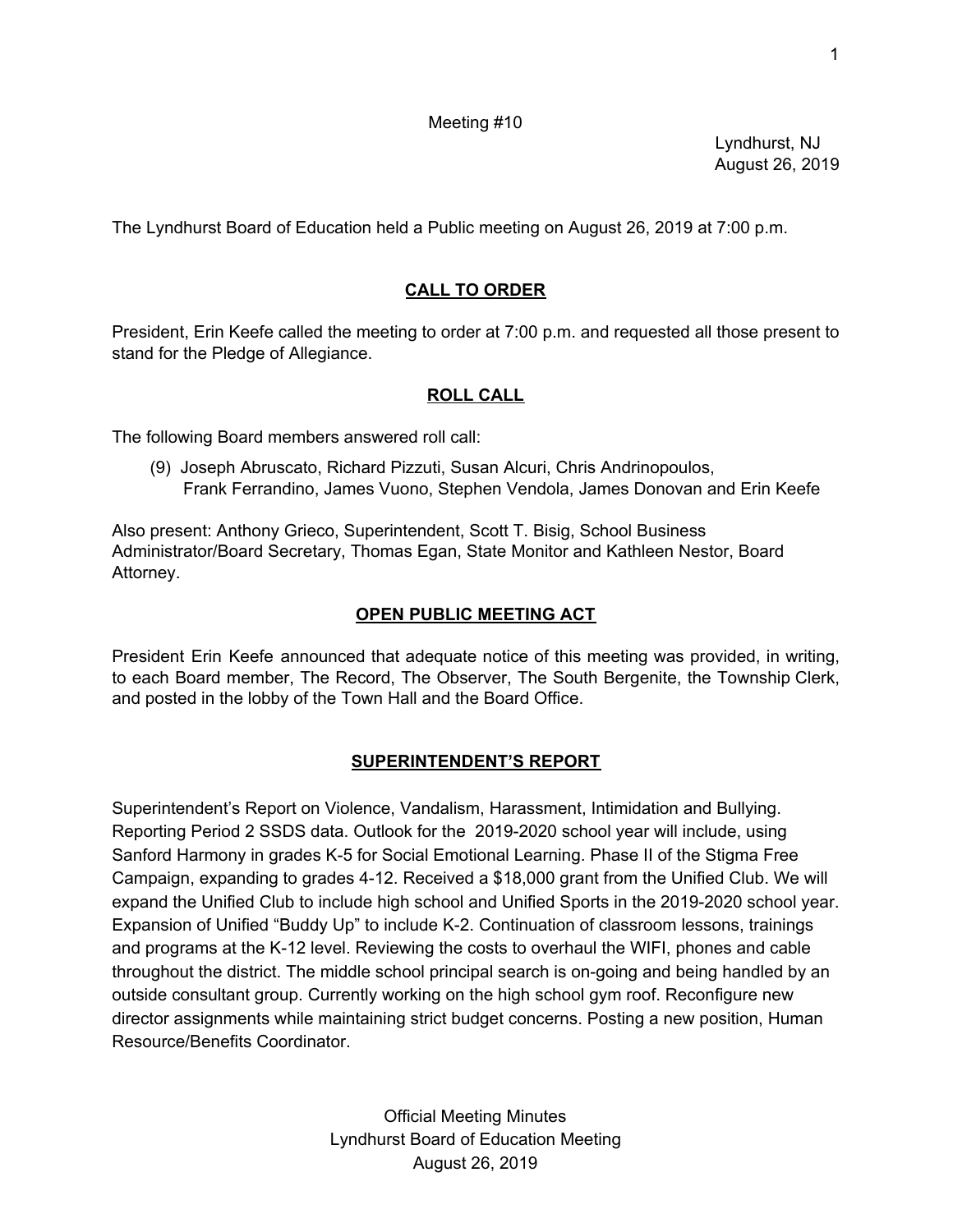Meeting #10

Lyndhurst, NJ
August 26, 2019

The Lyndhurst Board of Education held a Public meeting on August 26, 2019 at 7:00 p.m.

## CALL TO ORDER

President, Erin Keefe called the meeting to order at 7:00 p.m. and requested all those present to stand for the Pledge of Allegiance.

## ROLL CALL

The following Board members answered roll call:

(9) Joseph Abruscato, Richard Pizzuti, Susan Alcuri, Chris Andrinopoulos, Frank Ferrandino, James Vuono, Stephen Vendola, James Donovan and Erin Keefe

Also present: Anthony Grieco, Superintendent, Scott T. Bisig, School Business Administrator/Board Secretary, Thomas Egan, State Monitor and Kathleen Nestor, Board Attorney.

## OPEN PUBLIC MEETING ACT

President Erin Keefe announced that adequate notice of this meeting was provided, in writing, to each Board member, The Record, The Observer, The South Bergenite, the Township Clerk, and posted in the lobby of the Town Hall and the Board Office.

## SUPERINTENDENT'S REPORT

Superintendent's Report on Violence, Vandalism, Harassment, Intimidation and Bullying. Reporting Period 2 SSDS data. Outlook for the 2019-2020 school year will include, using Sanford Harmony in grades K-5 for Social Emotional Learning. Phase II of the Stigma Free Campaign, expanding to grades 4-12. Received a $18,000 grant from the Unified Club. We will expand the Unified Club to include high school and Unified Sports in the 2019-2020 school year. Expansion of Unified "Buddy Up" to include K-2. Continuation of classroom lessons, trainings and programs at the K-12 level. Reviewing the costs to overhaul the WIFI, phones and cable throughout the district. The middle school principal search is on-going and being handled by an outside consultant group. Currently working on the high school gym roof. Reconfigure new director assignments while maintaining strict budget concerns. Posting a new position, Human Resource/Benefits Coordinator.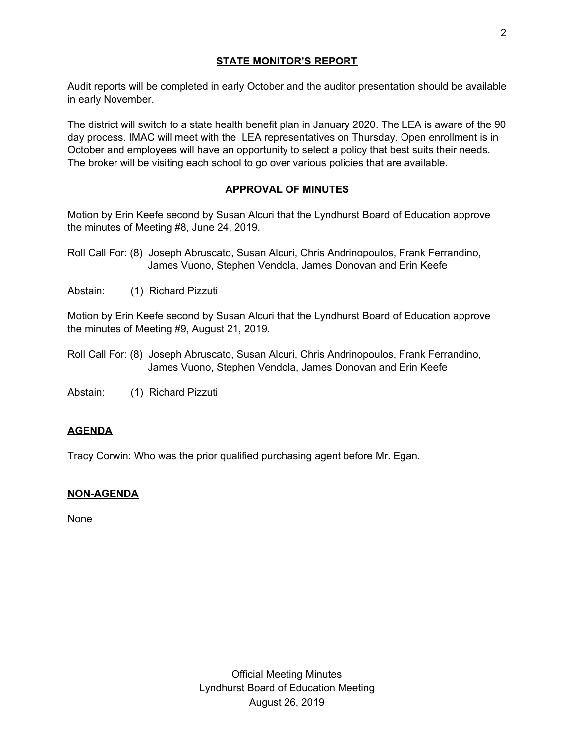## STATE MONITOR'S REPORT

Audit reports will be completed in early October and the auditor presentation should be available in early November.

The district will switch to a state health benefit plan in January 2020. The LEA is aware of the 90 day process. IMAC will meet with the LEA representatives on Thursday. Open enrollment is in October and employees will have an opportunity to select a policy that best suits their needs. The broker will be visiting each school to go over various policies that are available.

## APPROVAL OF MINUTES

Motion by Erin Keefe second by Susan Alcuri that the Lyndhurst Board of Education approve the minutes of Meeting #8, June 24, 2019.

Roll Call For: (8) Joseph Abruscato, Susan Alcuri, Chris Andrinopoulos, Frank Ferrandino, James Vuono, Stephen Vendola, James Donovan and Erin Keefe

Abstain: (1) Richard Pizzuti

Motion by Erin Keefe second by Susan Alcuri that the Lyndhurst Board of Education approve the minutes of Meeting #9, August 21, 2019.

Roll Call For: (8) Joseph Abruscato, Susan Alcuri, Chris Andrinopoulos, Frank Ferrandino, James Vuono, Stephen Vendola, James Donovan and Erin Keefe

Abstain: (1) Richard Pizzuti

## AGENDA

Tracy Corwin: Who was the prior qualified purchasing agent before Mr. Egan.

## NON-AGENDA

None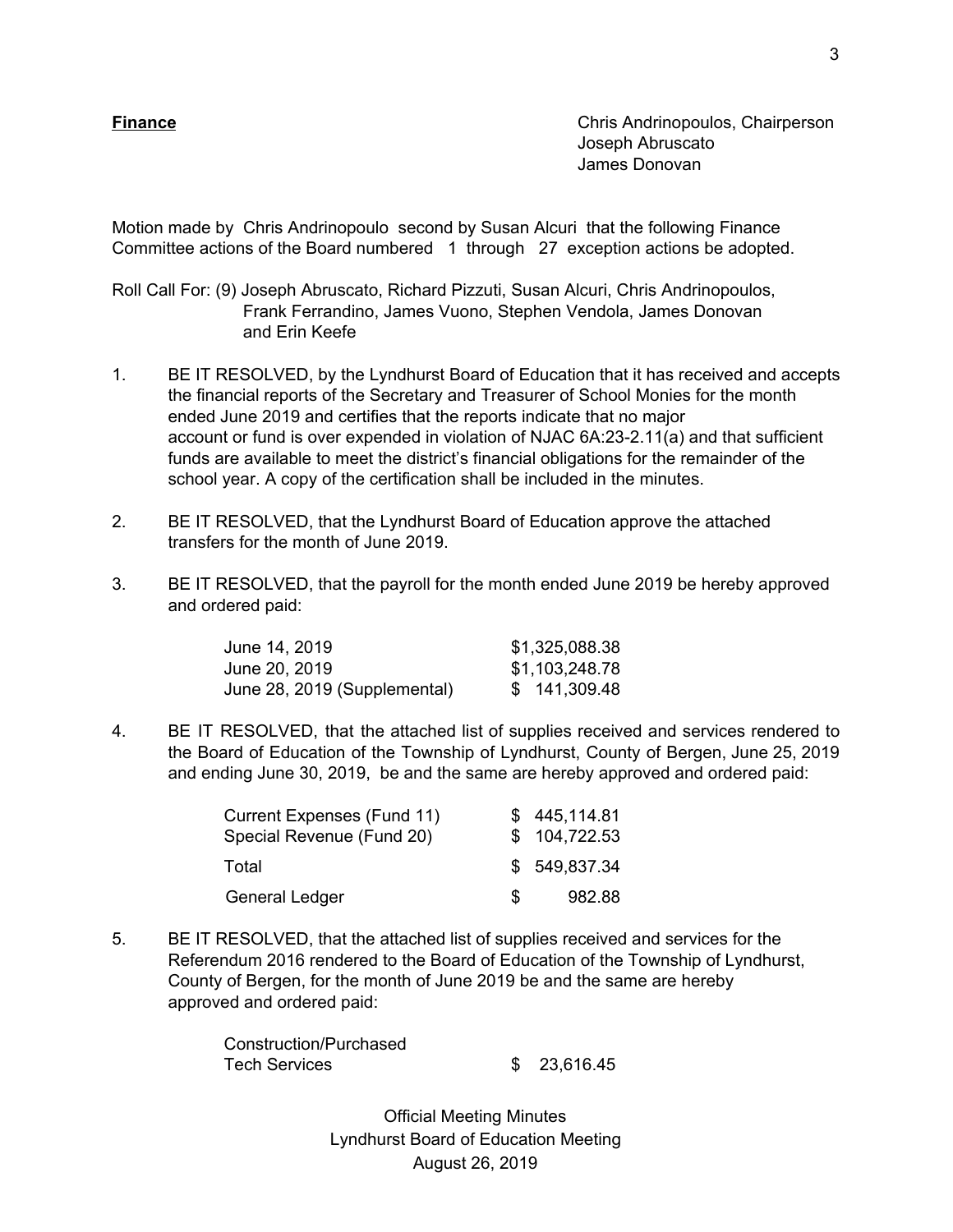**Finance**

Chris Andrinopoulos, Chairperson
Joseph Abruscato
James Donovan

Motion made by Chris Andrinopoulo second by Susan Alcuri that the following Finance Committee actions of the Board numbered 1 through 27 exception actions be adopted.

Roll Call For: (9) Joseph Abruscato, Richard Pizzuti, Susan Alcuri, Chris Andrinopoulos, Frank Ferrandino, James Vuono, Stephen Vendola, James Donovan and Erin Keefe

1. BE IT RESOLVED, by the Lyndhurst Board of Education that it has received and accepts the financial reports of the Secretary and Treasurer of School Monies for the month ended June 2019 and certifies that the reports indicate that no major account or fund is over expended in violation of NJAC 6A:23-2.11(a) and that sufficient funds are available to meet the district's financial obligations for the remainder of the school year. A copy of the certification shall be included in the minutes.

2. BE IT RESOLVED, that the Lyndhurst Board of Education approve the attached transfers for the month of June 2019.

3. BE IT RESOLVED, that the payroll for the month ended June 2019 be hereby approved and ordered paid:

| | |
|---|---|
| June 14, 2019 | $1,325,088.38 |
| June 20, 2019 | $1,103,248.78 |
| June 28, 2019 (Supplemental) | $ 141,309.48 |

4. BE IT RESOLVED, that the attached list of supplies received and services rendered to the Board of Education of the Township of Lyndhurst, County of Bergen, June 25, 2019 and ending June 30, 2019, be and the same are hereby approved and ordered paid:

| | |
|---|---|
| Current Expenses (Fund 11) | $ 445,114.81 |
| Special Revenue (Fund 20) | $ 104,722.53 |
| Total | $ 549,837.34 |
| General Ledger | $ 982.88 |

5. BE IT RESOLVED, that the attached list of supplies received and services for the Referendum 2016 rendered to the Board of Education of the Township of Lyndhurst, County of Bergen, for the month of June 2019 be and the same are hereby approved and ordered paid:

| | |
|---|---|
| Construction/Purchased Tech Services | $ 23,616.45 |

Official Meeting Minutes
Lyndhurst Board of Education Meeting
August 26, 2019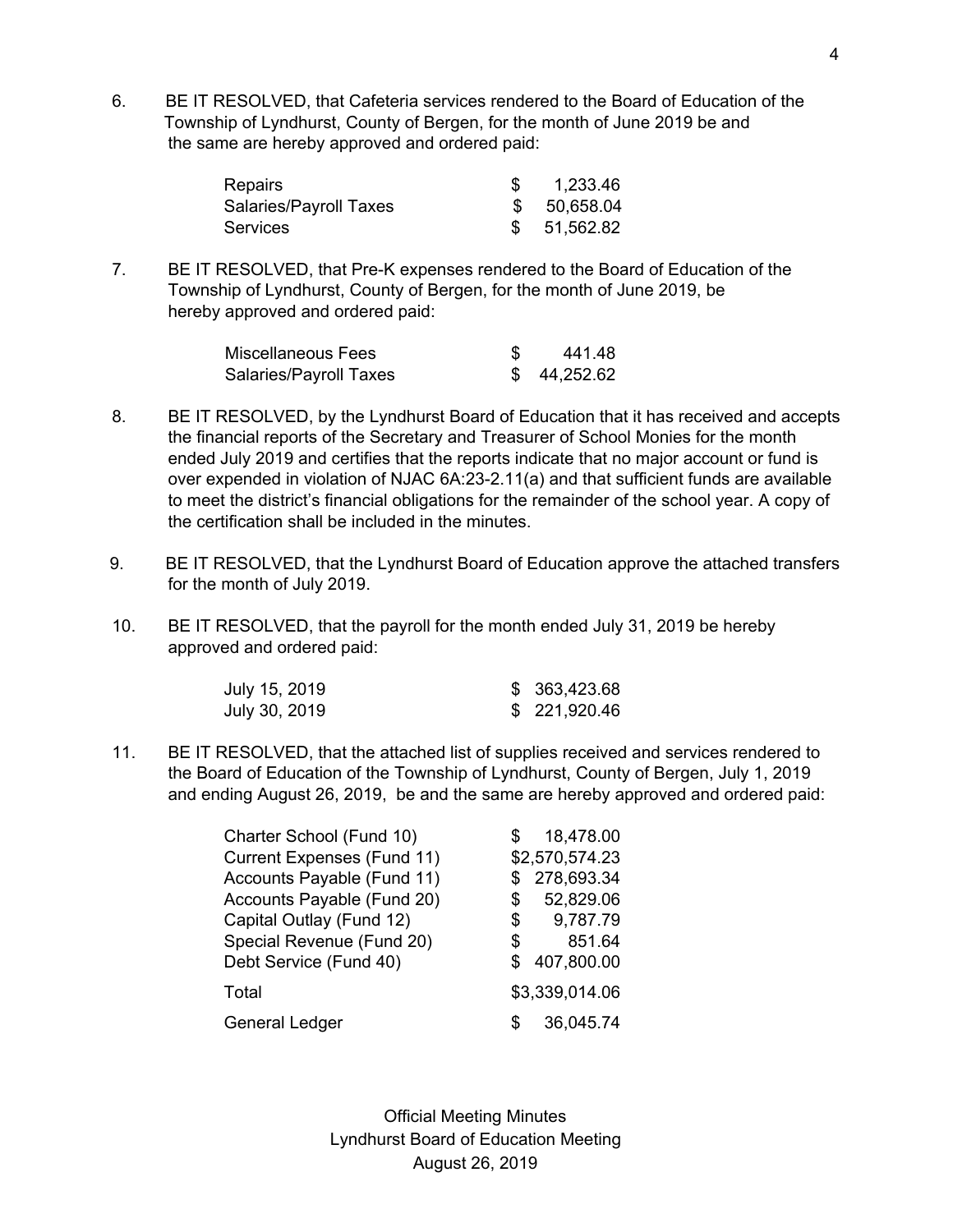6. BE IT RESOLVED, that Cafeteria services rendered to the Board of Education of the Township of Lyndhurst, County of Bergen, for the month of June 2019 be and the same are hereby approved and ordered paid:

| | |
|---|---|
| Repairs | $ 1,233.46 |
| Salaries/Payroll Taxes | $ 50,658.04 |
| Services | $ 51,562.82 |

7. BE IT RESOLVED, that Pre-K expenses rendered to the Board of Education of the Township of Lyndhurst, County of Bergen, for the month of June 2019, be hereby approved and ordered paid:

| | |
|---|---|
| Miscellaneous Fees | $ 441.48 |
| Salaries/Payroll Taxes | $ 44,252.62 |

8. BE IT RESOLVED, by the Lyndhurst Board of Education that it has received and accepts the financial reports of the Secretary and Treasurer of School Monies for the month ended July 2019 and certifies that the reports indicate that no major account or fund is over expended in violation of NJAC 6A:23-2.11(a) and that sufficient funds are available to meet the district's financial obligations for the remainder of the school year. A copy of the certification shall be included in the minutes.

9. BE IT RESOLVED, that the Lyndhurst Board of Education approve the attached transfers for the month of July 2019.

10. BE IT RESOLVED, that the payroll for the month ended July 31, 2019 be hereby approved and ordered paid:

| | |
|---|---|
| July 15, 2019 | $ 363,423.68 |
| July 30, 2019 | $ 221,920.46 |

11. BE IT RESOLVED, that the attached list of supplies received and services rendered to the Board of Education of the Township of Lyndhurst, County of Bergen, July 1, 2019 and ending August 26, 2019, be and the same are hereby approved and ordered paid:

| | |
|---|---|
| Charter School (Fund 10) | $ 18,478.00 |
| Current Expenses (Fund 11) | $2,570,574.23 |
| Accounts Payable (Fund 11) | $ 278,693.34 |
| Accounts Payable (Fund 20) | $ 52,829.06 |
| Capital Outlay (Fund 12) | $ 9,787.79 |
| Special Revenue (Fund 20) | $ 851.64 |
| Debt Service (Fund 40) | $ 407,800.00 |
| Total | $3,339,014.06 |
| General Ledger | $ 36,045.74 |

Official Meeting Minutes
Lyndhurst Board of Education Meeting
August 26, 2019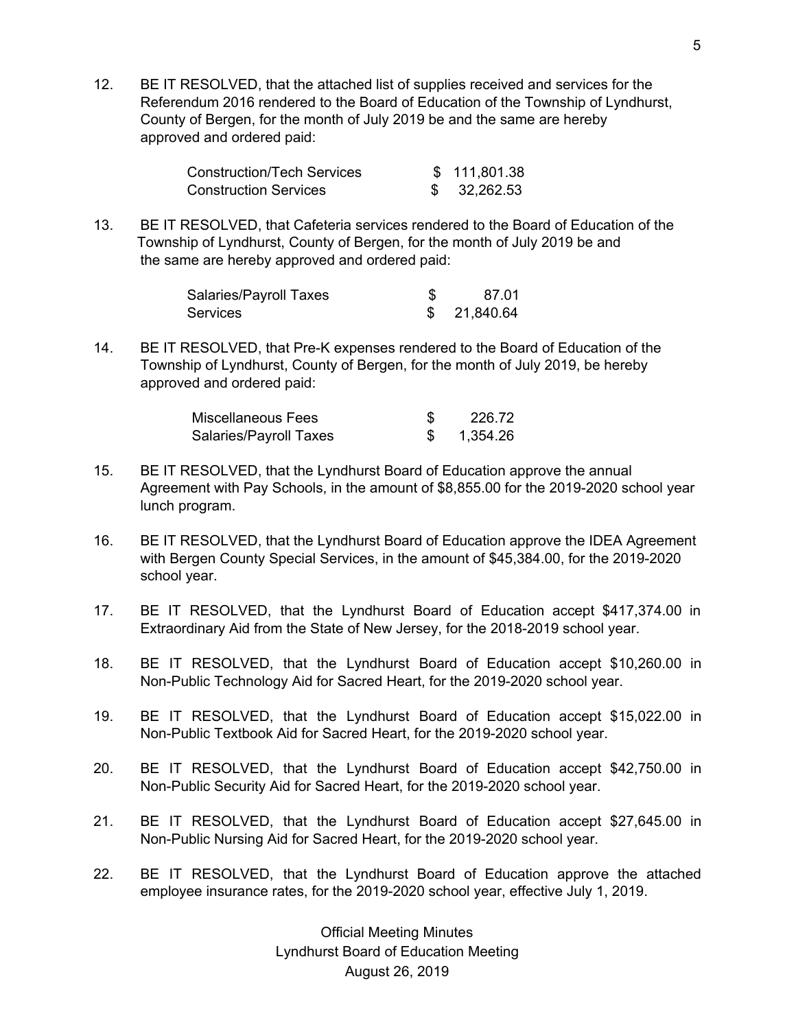12. BE IT RESOLVED, that the attached list of supplies received and services for the Referendum 2016 rendered to the Board of Education of the Township of Lyndhurst, County of Bergen, for the month of July 2019 be and the same are hereby approved and ordered paid:

| | |
|---|---|
| Construction/Tech Services | $ 111,801.38 |
| Construction Services | $ 32,262.53 |

13. BE IT RESOLVED, that Cafeteria services rendered to the Board of Education of the Township of Lyndhurst, County of Bergen, for the month of July 2019 be and the same are hereby approved and ordered paid:

| | |
|---|---|
| Salaries/Payroll Taxes | $ 87.01 |
| Services | $ 21,840.64 |

14. BE IT RESOLVED, that Pre-K expenses rendered to the Board of Education of the Township of Lyndhurst, County of Bergen, for the month of July 2019, be hereby approved and ordered paid:

| | |
|---|---|
| Miscellaneous Fees | $ 226.72 |
| Salaries/Payroll Taxes | $ 1,354.26 |

15. BE IT RESOLVED, that the Lyndhurst Board of Education approve the annual Agreement with Pay Schools, in the amount of $8,855.00 for the 2019-2020 school year lunch program.

16. BE IT RESOLVED, that the Lyndhurst Board of Education approve the IDEA Agreement with Bergen County Special Services, in the amount of $45,384.00, for the 2019-2020 school year.

17. BE IT RESOLVED, that the Lyndhurst Board of Education accept $417,374.00 in Extraordinary Aid from the State of New Jersey, for the 2018-2019 school year.

18. BE IT RESOLVED, that the Lyndhurst Board of Education accept $10,260.00 in Non-Public Technology Aid for Sacred Heart, for the 2019-2020 school year.

19. BE IT RESOLVED, that the Lyndhurst Board of Education accept $15,022.00 in Non-Public Textbook Aid for Sacred Heart, for the 2019-2020 school year.

20. BE IT RESOLVED, that the Lyndhurst Board of Education accept $42,750.00 in Non-Public Security Aid for Sacred Heart, for the 2019-2020 school year.

21. BE IT RESOLVED, that the Lyndhurst Board of Education accept $27,645.00 in Non-Public Nursing Aid for Sacred Heart, for the 2019-2020 school year.

22. BE IT RESOLVED, that the Lyndhurst Board of Education approve the attached employee insurance rates, for the 2019-2020 school year, effective July 1, 2019.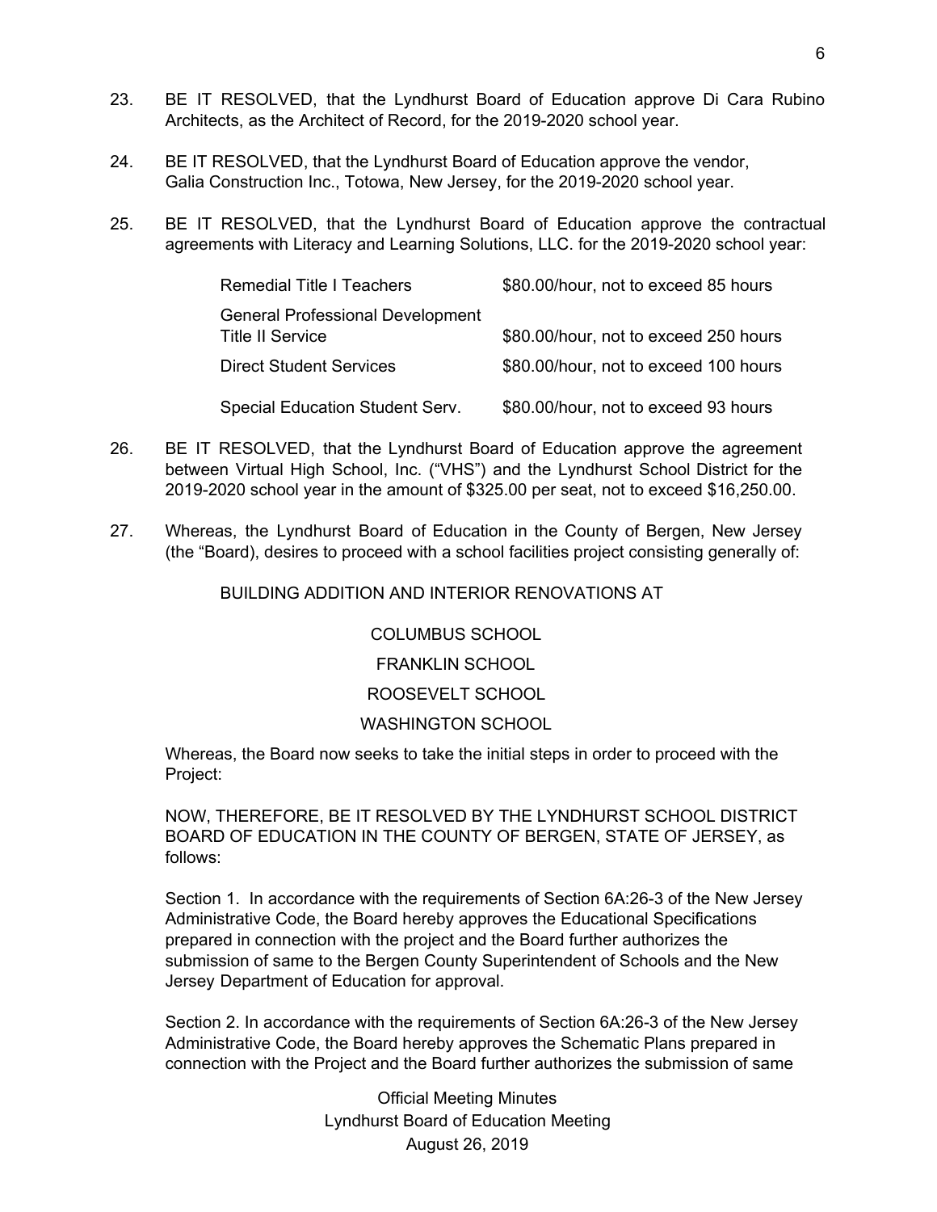23. BE IT RESOLVED, that the Lyndhurst Board of Education approve Di Cara Rubino Architects, as the Architect of Record, for the 2019-2020 school year.

24. BE IT RESOLVED, that the Lyndhurst Board of Education approve the vendor, Galia Construction Inc., Totowa, New Jersey, for the 2019-2020 school year.

25. BE IT RESOLVED, that the Lyndhurst Board of Education approve the contractual agreements with Literacy and Learning Solutions, LLC. for the 2019-2020 school year:

| | |
|---|---|
| Remedial Title I Teachers | $80.00/hour, not to exceed 85 hours |
| General Professional Development Title II Service | $80.00/hour, not to exceed 250 hours |
| Direct Student Services | $80.00/hour, not to exceed 100 hours |
| Special Education Student Serv. | $80.00/hour, not to exceed 93 hours |

26. BE IT RESOLVED, that the Lyndhurst Board of Education approve the agreement between Virtual High School, Inc. ("VHS") and the Lyndhurst School District for the 2019-2020 school year in the amount of $325.00 per seat, not to exceed $16,250.00.

27. Whereas, the Lyndhurst Board of Education in the County of Bergen, New Jersey (the "Board), desires to proceed with a school facilities project consisting generally of:

    BUILDING ADDITION AND INTERIOR RENOVATIONS AT

    COLUMBUS SCHOOL

    FRANKLIN SCHOOL

    ROOSEVELT SCHOOL

    WASHINGTON SCHOOL

    Whereas, the Board now seeks to take the initial steps in order to proceed with the Project:

    NOW, THEREFORE, BE IT RESOLVED BY THE LYNDHURST SCHOOL DISTRICT BOARD OF EDUCATION IN THE COUNTY OF BERGEN, STATE OF JERSEY, as follows:

    Section 1. In accordance with the requirements of Section 6A:26-3 of the New Jersey Administrative Code, the Board hereby approves the Educational Specifications prepared in connection with the project and the Board further authorizes the submission of same to the Bergen County Superintendent of Schools and the New Jersey Department of Education for approval.

    Section 2. In accordance with the requirements of Section 6A:26-3 of the New Jersey Administrative Code, the Board hereby approves the Schematic Plans prepared in connection with the Project and the Board further authorizes the submission of same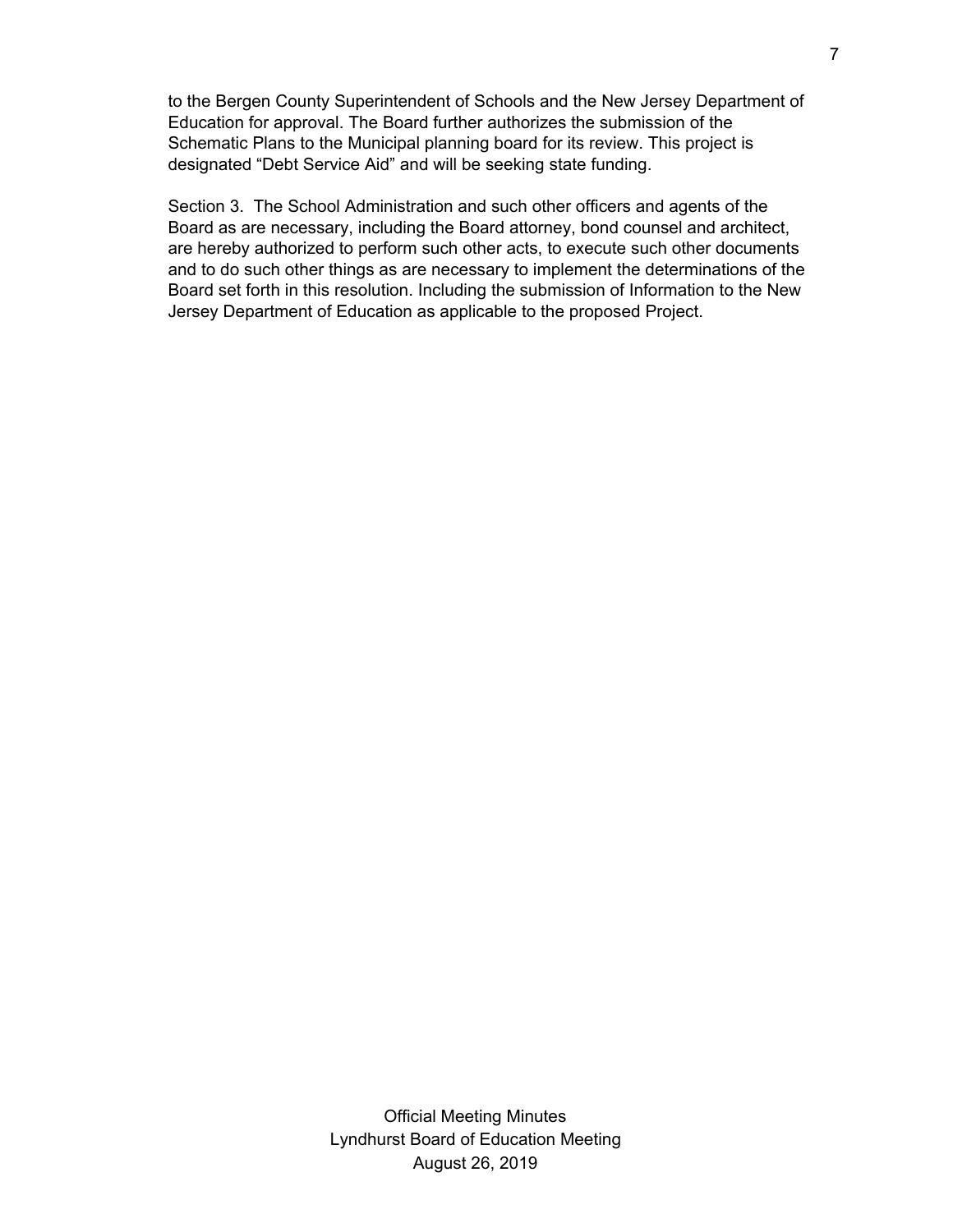to the Bergen County Superintendent of Schools and the New Jersey Department of Education for approval. The Board further authorizes the submission of the Schematic Plans to the Municipal planning board for its review. This project is designated “Debt Service Aid” and will be seeking state funding.

Section 3. The School Administration and such other officers and agents of the Board as are necessary, including the Board attorney, bond counsel and architect, are hereby authorized to perform such other acts, to execute such other documents and to do such other things as are necessary to implement the determinations of the Board set forth in this resolution. Including the submission of Information to the New Jersey Department of Education as applicable to the proposed Project.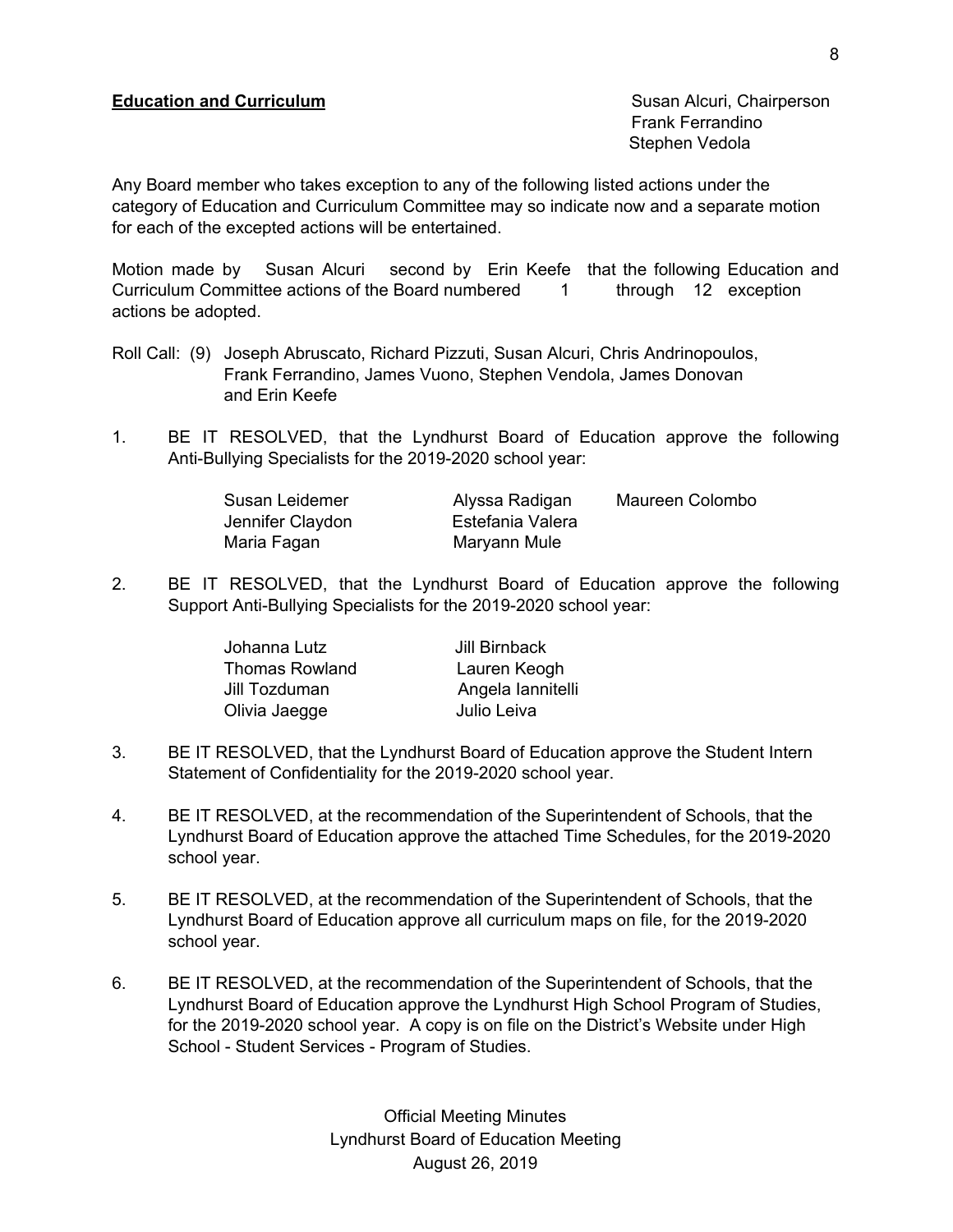**Education and Curriculum**

Susan Alcuri, Chairperson
Frank Ferrandino
Stephen Vedola

Any Board member who takes exception to any of the following listed actions under the category of Education and Curriculum Committee may so indicate now and a separate motion for each of the excepted actions will be entertained.

Motion made by Susan Alcuri second by Erin Keefe that the following Education and Curriculum Committee actions of the Board numbered 1 through 12 exception actions be adopted.

Roll Call: (9) Joseph Abruscato, Richard Pizzuti, Susan Alcuri, Chris Andrinopoulos, Frank Ferrandino, James Vuono, Stephen Vendola, James Donovan and Erin Keefe

1. BE IT RESOLVED, that the Lyndhurst Board of Education approve the following Anti-Bullying Specialists for the 2019-2020 school year:

| | | |
|---|---|---|
| Susan Leidemer | Alyssa Radigan | Maureen Colombo |
| Jennifer Claydon | Estefania Valera | |
| Maria Fagan | Maryann Mule | |

2. BE IT RESOLVED, that the Lyndhurst Board of Education approve the following Support Anti-Bullying Specialists for the 2019-2020 school year:

| | |
|---|---|
| Johanna Lutz | Jill Birnback |
| Thomas Rowland | Lauren Keogh |
| Jill Tozduman | Angela Iannitelli |
| Olivia Jaegge | Julio Leiva |

3. BE IT RESOLVED, that the Lyndhurst Board of Education approve the Student Intern Statement of Confidentiality for the 2019-2020 school year.

4. BE IT RESOLVED, at the recommendation of the Superintendent of Schools, that the Lyndhurst Board of Education approve the attached Time Schedules, for the 2019-2020 school year.

5. BE IT RESOLVED, at the recommendation of the Superintendent of Schools, that the Lyndhurst Board of Education approve all curriculum maps on file, for the 2019-2020 school year.

6. BE IT RESOLVED, at the recommendation of the Superintendent of Schools, that the Lyndhurst Board of Education approve the Lyndhurst High School Program of Studies, for the 2019-2020 school year. A copy is on file on the District's Website under High School - Student Services - Program of Studies.

Official Meeting Minutes
Lyndhurst Board of Education Meeting
August 26, 2019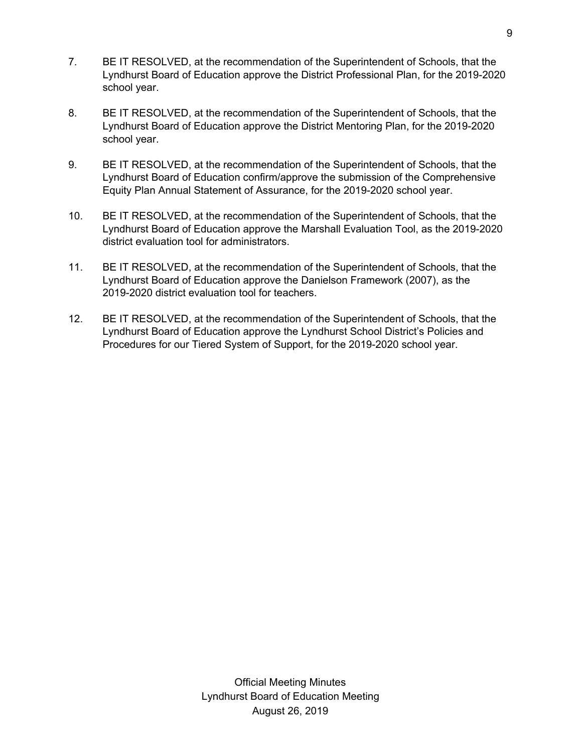7. BE IT RESOLVED, at the recommendation of the Superintendent of Schools, that the Lyndhurst Board of Education approve the District Professional Plan, for the 2019-2020 school year.

8. BE IT RESOLVED, at the recommendation of the Superintendent of Schools, that the Lyndhurst Board of Education approve the District Mentoring Plan, for the 2019-2020 school year.

9. BE IT RESOLVED, at the recommendation of the Superintendent of Schools, that the Lyndhurst Board of Education confirm/approve the submission of the Comprehensive Equity Plan Annual Statement of Assurance, for the 2019-2020 school year.

10. BE IT RESOLVED, at the recommendation of the Superintendent of Schools, that the Lyndhurst Board of Education approve the Marshall Evaluation Tool, as the 2019-2020 district evaluation tool for administrators.

11. BE IT RESOLVED, at the recommendation of the Superintendent of Schools, that the Lyndhurst Board of Education approve the Danielson Framework (2007), as the 2019-2020 district evaluation tool for teachers.

12. BE IT RESOLVED, at the recommendation of the Superintendent of Schools, that the Lyndhurst Board of Education approve the Lyndhurst School District's Policies and Procedures for our Tiered System of Support, for the 2019-2020 school year.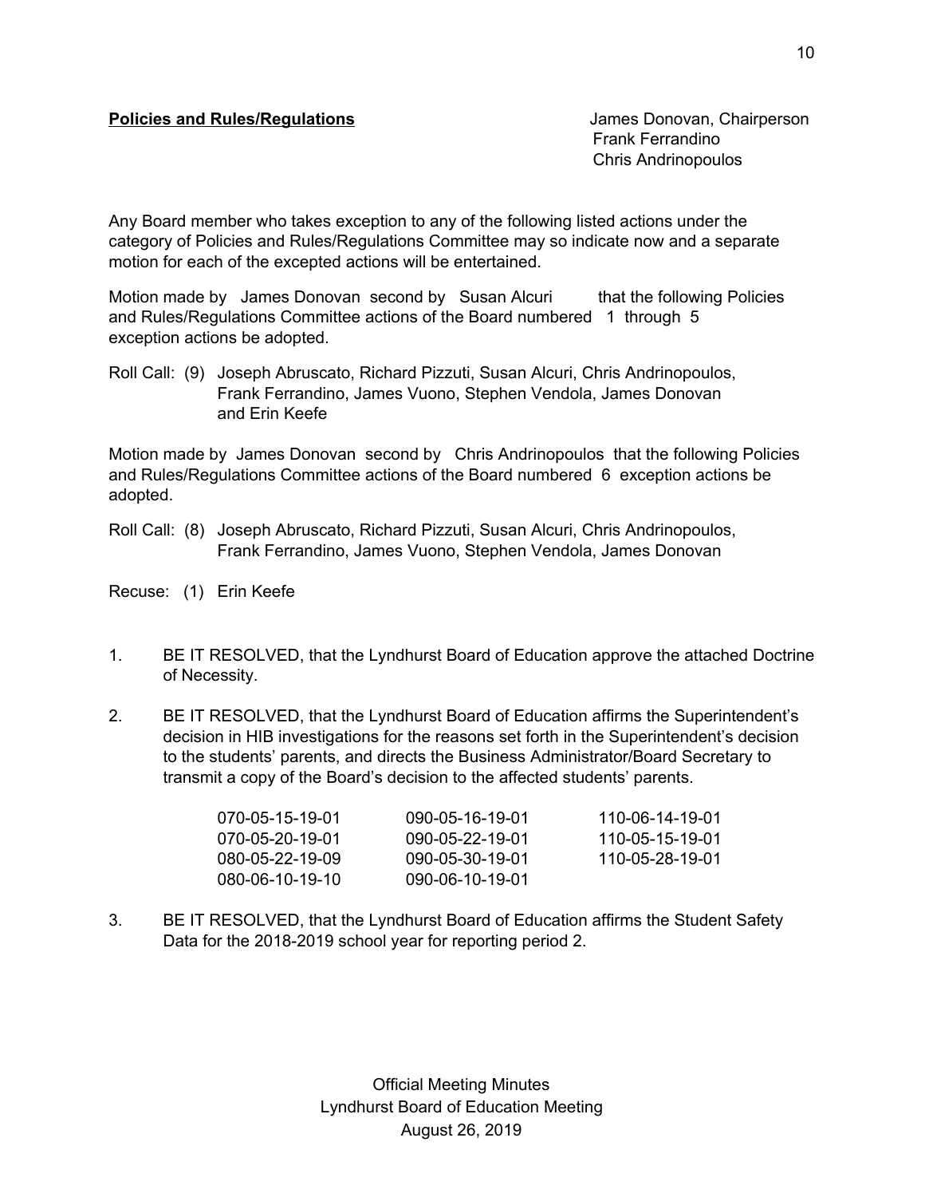**Policies and Rules/Regulations**

James Donovan, Chairperson
Frank Ferrandino
Chris Andrinopoulos

Any Board member who takes exception to any of the following listed actions under the category of Policies and Rules/Regulations Committee may so indicate now and a separate motion for each of the excepted actions will be entertained.

Motion made by James Donovan second by Susan Alcuri that the following Policies and Rules/Regulations Committee actions of the Board numbered 1 through 5 exception actions be adopted.

Roll Call: (9) Joseph Abruscato, Richard Pizzuti, Susan Alcuri, Chris Andrinopoulos, Frank Ferrandino, James Vuono, Stephen Vendola, James Donovan and Erin Keefe

Motion made by James Donovan second by Chris Andrinopoulos that the following Policies and Rules/Regulations Committee actions of the Board numbered 6 exception actions be adopted.

Roll Call: (8) Joseph Abruscato, Richard Pizzuti, Susan Alcuri, Chris Andrinopoulos, Frank Ferrandino, James Vuono, Stephen Vendola, James Donovan

Recuse: (1) Erin Keefe

1. BE IT RESOLVED, that the Lyndhurst Board of Education approve the attached Doctrine of Necessity.

2. BE IT RESOLVED, that the Lyndhurst Board of Education affirms the Superintendent's decision in HIB investigations for the reasons set forth in the Superintendent's decision to the students' parents, and directs the Business Administrator/Board Secretary to transmit a copy of the Board's decision to the affected students' parents.

| | | |
|---|---|---|
| 070-05-15-19-01 | 090-05-16-19-01 | 110-06-14-19-01 |
| 070-05-20-19-01 | 090-05-22-19-01 | 110-05-15-19-01 |
| 080-05-22-19-09 | 090-05-30-19-01 | 110-05-28-19-01 |
| 080-06-10-19-10 | 090-06-10-19-01 | |

3. BE IT RESOLVED, that the Lyndhurst Board of Education affirms the Student Safety Data for the 2018-2019 school year for reporting period 2.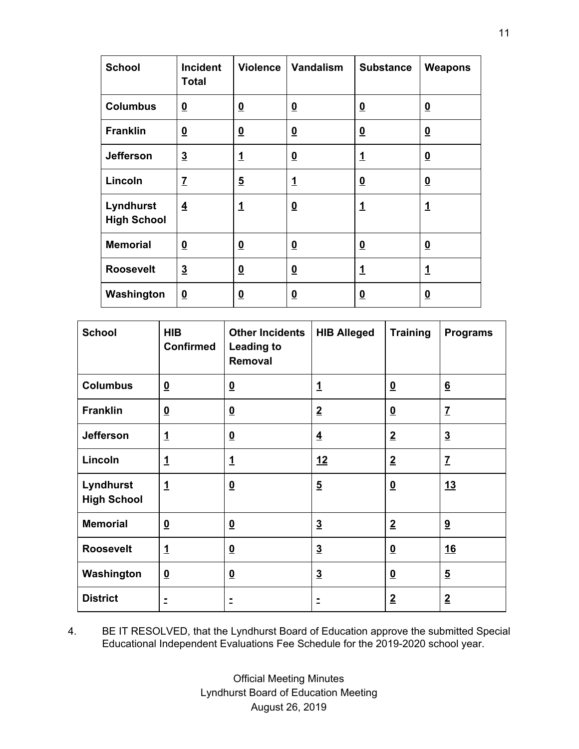| School | Incident Total | Violence | Vandalism | Substance | Weapons |
|---|---|---|---|---|---|
| Columbus | 0 | 0 | 0 | 0 | 0 |
| Franklin | 0 | 0 | 0 | 0 | 0 |
| Jefferson | 3 | 1 | 0 | 1 | 0 |
| Lincoln | 7 | 5 | 1 | 0 | 0 |
| Lyndhurst High School | 4 | 1 | 0 | 1 | 1 |
| Memorial | 0 | 0 | 0 | 0 | 0 |
| Roosevelt | 3 | 0 | 0 | 1 | 1 |
| Washington | 0 | 0 | 0 | 0 | 0 |

| School | HIB Confirmed | Other Incidents Leading to Removal | HIB Alleged | Training | Programs |
|---|---|---|---|---|---|
| Columbus | 0 | 0 | 1 | 0 | 6 |
| Franklin | 0 | 0 | 2 | 0 | 7 |
| Jefferson | 1 | 0 | 4 | 2 | 3 |
| Lincoln | 1 | 1 | 12 | 2 | 7 |
| Lyndhurst High School | 1 | 0 | 5 | 0 | 13 |
| Memorial | 0 | 0 | 3 | 2 | 9 |
| Roosevelt | 1 | 0 | 3 | 0 | 16 |
| Washington | 0 | 0 | 3 | 0 | 5 |
| District | - | - | - | 2 | 2 |

4. BE IT RESOLVED, that the Lyndhurst Board of Education approve the submitted Special Educational Independent Evaluations Fee Schedule for the 2019-2020 school year.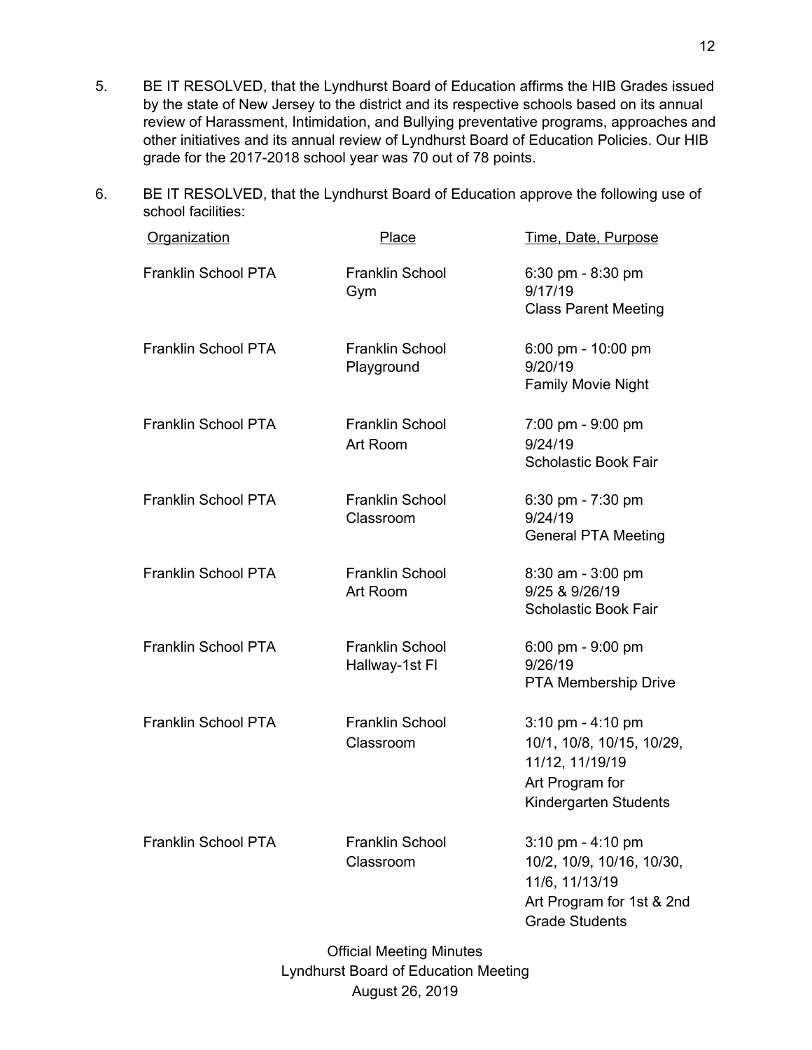5. BE IT RESOLVED, that the Lyndhurst Board of Education affirms the HIB Grades issued by the state of New Jersey to the district and its respective schools based on its annual review of Harassment, Intimidation, and Bullying preventative programs, approaches and other initiatives and its annual review of Lyndhurst Board of Education Policies. Our HIB grade for the 2017-2018 school year was 70 out of 78 points.

6. BE IT RESOLVED, that the Lyndhurst Board of Education approve the following use of school facilities:

| Organization | Place | Time, Date, Purpose |
|---|---|---|
| Franklin School PTA | Franklin School Gym | 6:30 pm - 8:30 pm<br>9/17/19<br>Class Parent Meeting |
| Franklin School PTA | Franklin School Playground | 6:00 pm - 10:00 pm<br>9/20/19<br>Family Movie Night |
| Franklin School PTA | Franklin School Art Room | 7:00 pm - 9:00 pm<br>9/24/19<br>Scholastic Book Fair |
| Franklin School PTA | Franklin School Classroom | 6:30 pm - 7:30 pm<br>9/24/19<br>General PTA Meeting |
| Franklin School PTA | Franklin School Art Room | 8:30 am - 3:00 pm<br>9/25 & 9/26/19<br>Scholastic Book Fair |
| Franklin School PTA | Franklin School Hallway-1st Fl | 6:00 pm - 9:00 pm<br>9/26/19<br>PTA Membership Drive |
| Franklin School PTA | Franklin School Classroom | 3:10 pm - 4:10 pm<br>10/1, 10/8, 10/15, 10/29, 11/12, 11/19/19<br>Art Program for Kindergarten Students |
| Franklin School PTA | Franklin School Classroom | 3:10 pm - 4:10 pm<br>10/2, 10/9, 10/16, 10/30, 11/6, 11/13/19<br>Art Program for 1st & 2nd Grade Students |

Official Meeting Minutes
Lyndhurst Board of Education Meeting
August 26, 2019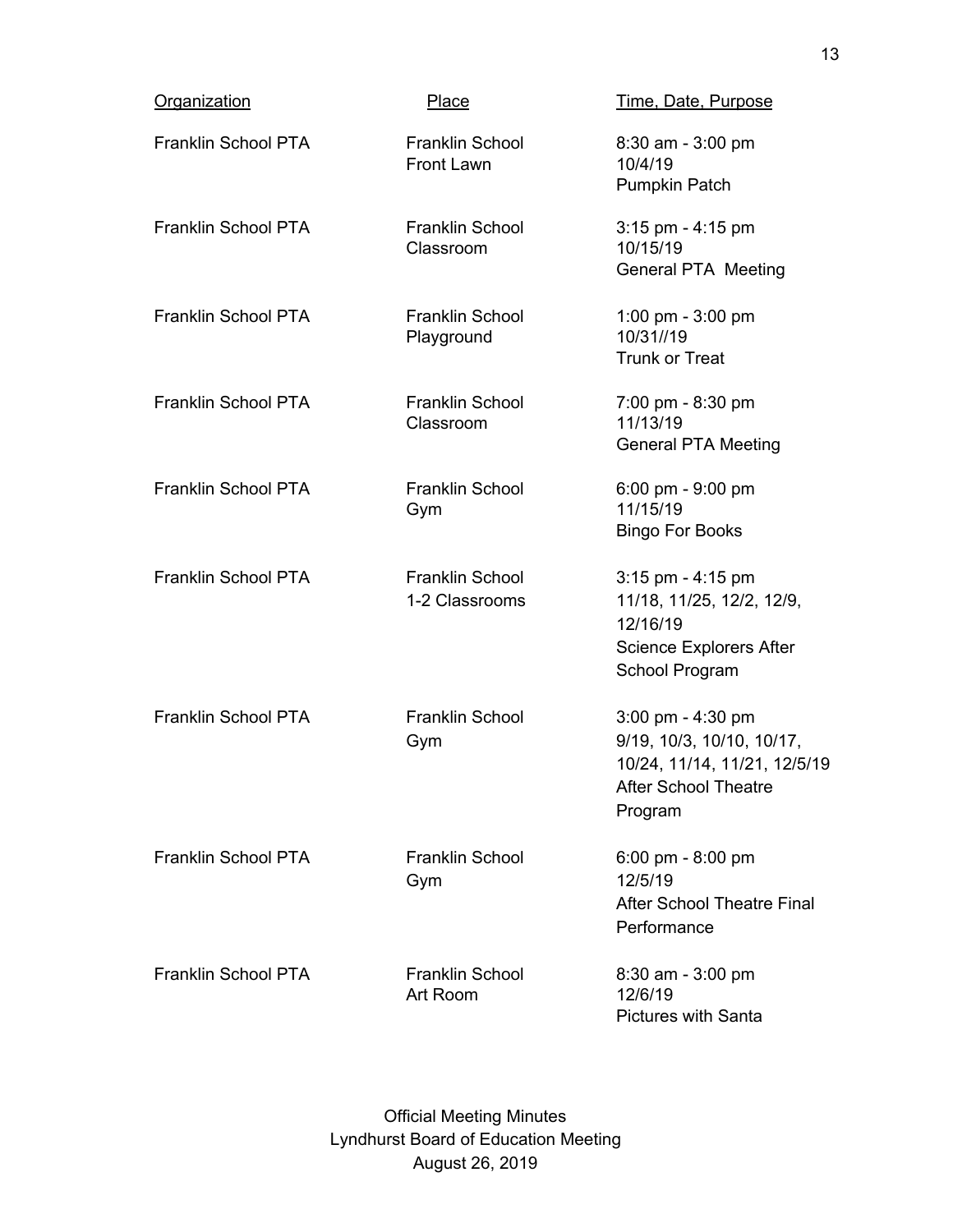| Organization | Place | Time, Date, Purpose |
|---|---|---|
| Franklin School PTA | Franklin School Front Lawn | 8:30 am - 3:00 pm<br>10/4/19<br>Pumpkin Patch |
| Franklin School PTA | Franklin School Classroom | 3:15 pm - 4:15 pm<br>10/15/19<br>General PTA Meeting |
| Franklin School PTA | Franklin School Playground | 1:00 pm - 3:00 pm<br>10/31//19<br>Trunk or Treat |
| Franklin School PTA | Franklin School Classroom | 7:00 pm - 8:30 pm<br>11/13/19<br>General PTA Meeting |
| Franklin School PTA | Franklin School Gym | 6:00 pm - 9:00 pm<br>11/15/19<br>Bingo For Books |
| Franklin School PTA | Franklin School 1-2 Classrooms | 3:15 pm - 4:15 pm<br>11/18, 11/25, 12/2, 12/9, 12/16/19<br>Science Explorers After School Program |
| Franklin School PTA | Franklin School Gym | 3:00 pm - 4:30 pm<br>9/19, 10/3, 10/10, 10/17, 10/24, 11/14, 11/21, 12/5/19<br>After School Theatre Program |
| Franklin School PTA | Franklin School Gym | 6:00 pm - 8:00 pm<br>12/5/19<br>After School Theatre Final Performance |
| Franklin School PTA | Franklin School Art Room | 8:30 am - 3:00 pm<br>12/6/19<br>Pictures with Santa |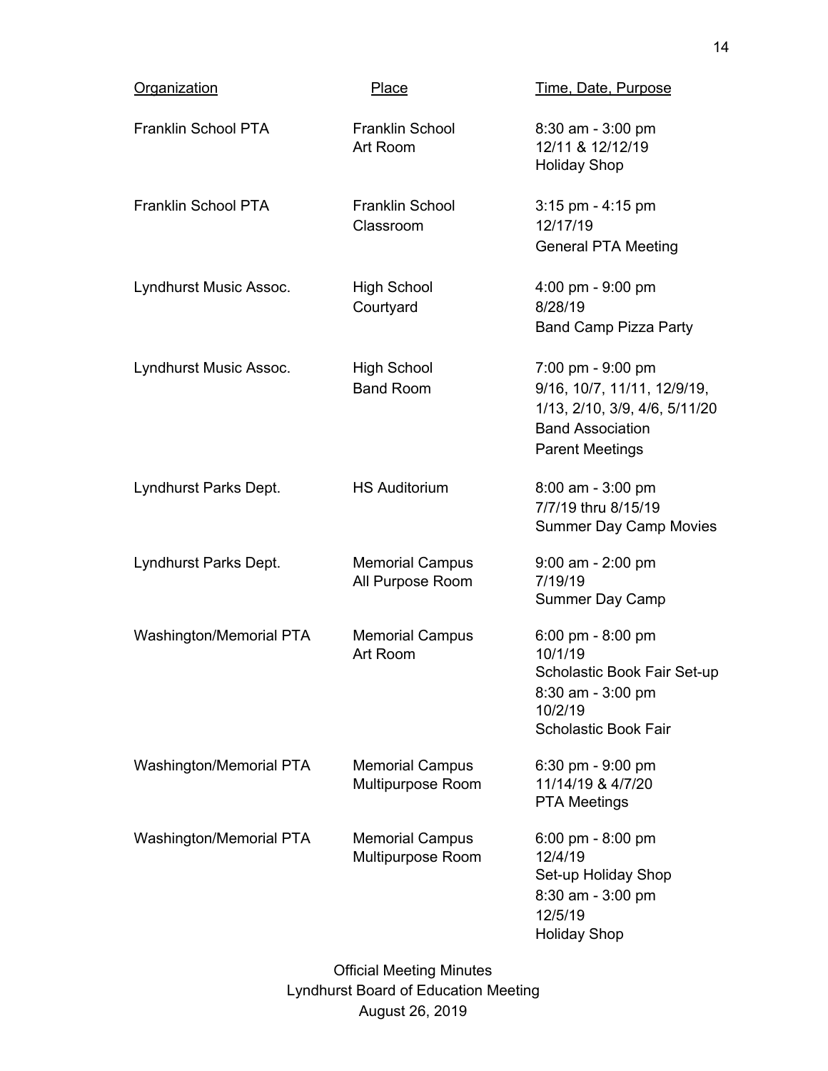| Organization | Place | Time, Date, Purpose |
|---|---|---|
| Franklin School PTA | Franklin School Art Room | 8:30 am - 3:00 pm<br>12/11 & 12/12/19<br>Holiday Shop |
| Franklin School PTA | Franklin School Classroom | 3:15 pm - 4:15 pm<br>12/17/19<br>General PTA Meeting |
| Lyndhurst Music Assoc. | High School Courtyard | 4:00 pm - 9:00 pm<br>8/28/19<br>Band Camp Pizza Party |
| Lyndhurst Music Assoc. | High School Band Room | 7:00 pm - 9:00 pm<br>9/16, 10/7, 11/11, 12/9/19, 1/13, 2/10, 3/9, 4/6, 5/11/20<br>Band Association Parent Meetings |
| Lyndhurst Parks Dept. | HS Auditorium | 8:00 am - 3:00 pm<br>7/7/19 thru 8/15/19<br>Summer Day Camp Movies |
| Lyndhurst Parks Dept. | Memorial Campus All Purpose Room | 9:00 am - 2:00 pm<br>7/19/19<br>Summer Day Camp |
| Washington/Memorial PTA | Memorial Campus Art Room | 6:00 pm - 8:00 pm<br>10/1/19<br>Scholastic Book Fair Set-up<br>8:30 am - 3:00 pm<br>10/2/19<br>Scholastic Book Fair |
| Washington/Memorial PTA | Memorial Campus Multipurpose Room | 6:30 pm - 9:00 pm<br>11/14/19 & 4/7/20<br>PTA Meetings |
| Washington/Memorial PTA | Memorial Campus Multipurpose Room | 6:00 pm - 8:00 pm<br>12/4/19<br>Set-up Holiday Shop<br>8:30 am - 3:00 pm<br>12/5/19<br>Holiday Shop |

Official Meeting Minutes
Lyndhurst Board of Education Meeting
August 26, 2019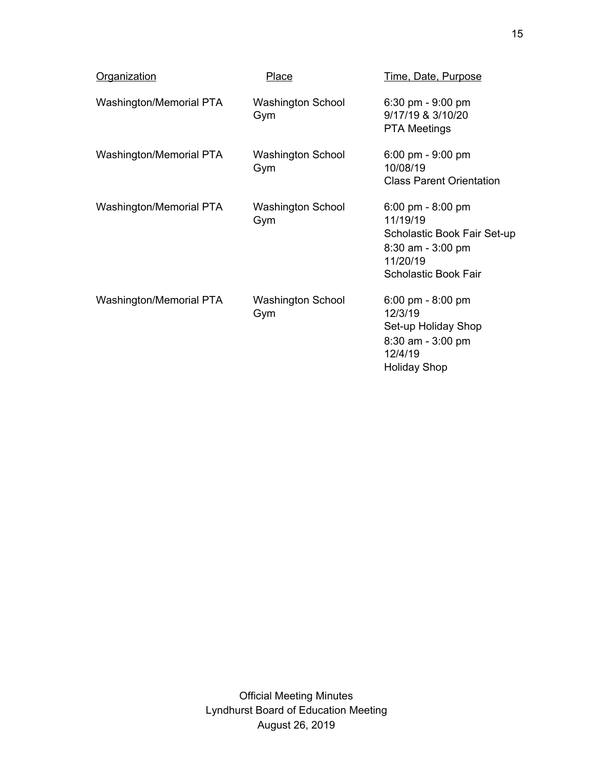| Organization | Place | Time, Date, Purpose |
| --- | --- | --- |
| Washington/Memorial PTA | Washington School Gym | 6:30 pm - 9:00 pm<br>9/17/19 & 3/10/20<br>PTA Meetings |
| Washington/Memorial PTA | Washington School Gym | 6:00 pm - 9:00 pm<br>10/08/19<br>Class Parent Orientation |
| Washington/Memorial PTA | Washington School Gym | 6:00 pm - 8:00 pm<br>11/19/19<br>Scholastic Book Fair Set-up<br>8:30 am - 3:00 pm<br>11/20/19<br>Scholastic Book Fair |
| Washington/Memorial PTA | Washington School Gym | 6:00 pm - 8:00 pm<br>12/3/19<br>Set-up Holiday Shop<br>8:30 am - 3:00 pm<br>12/4/19<br>Holiday Shop |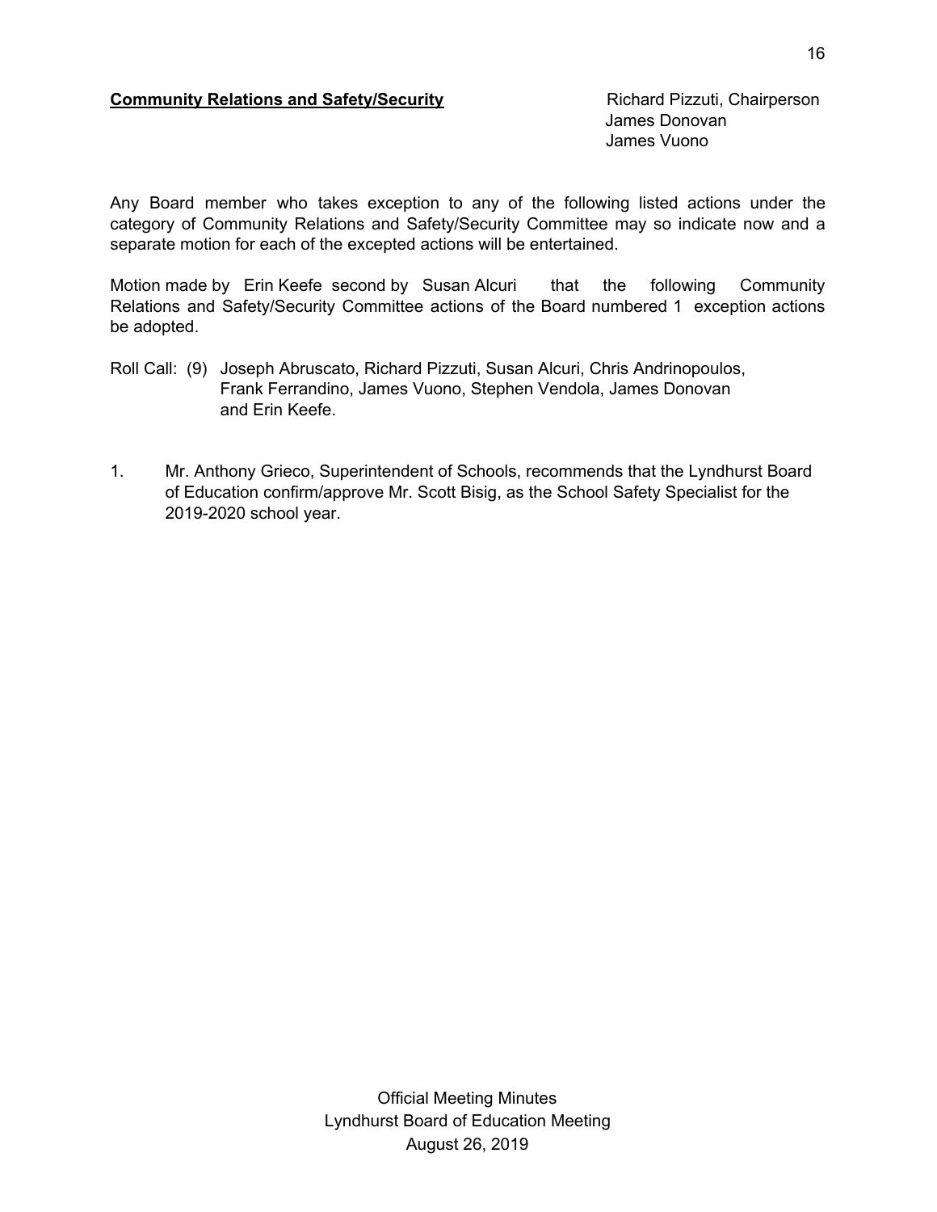**Community Relations and Safety/Security**

Richard Pizzuti, Chairperson
James Donovan
James Vuono

Any Board member who takes exception to any of the following listed actions under the category of Community Relations and Safety/Security Committee may so indicate now and a separate motion for each of the excepted actions will be entertained.

Motion made by Erin Keefe second by Susan Alcuri that the following Community Relations and Safety/Security Committee actions of the Board numbered 1 exception actions be adopted.

Roll Call: (9) Joseph Abruscato, Richard Pizzuti, Susan Alcuri, Chris Andrinopoulos, Frank Ferrandino, James Vuono, Stephen Vendola, James Donovan and Erin Keefe.

1. Mr. Anthony Grieco, Superintendent of Schools, recommends that the Lyndhurst Board of Education confirm/approve Mr. Scott Bisig, as the School Safety Specialist for the 2019-2020 school year.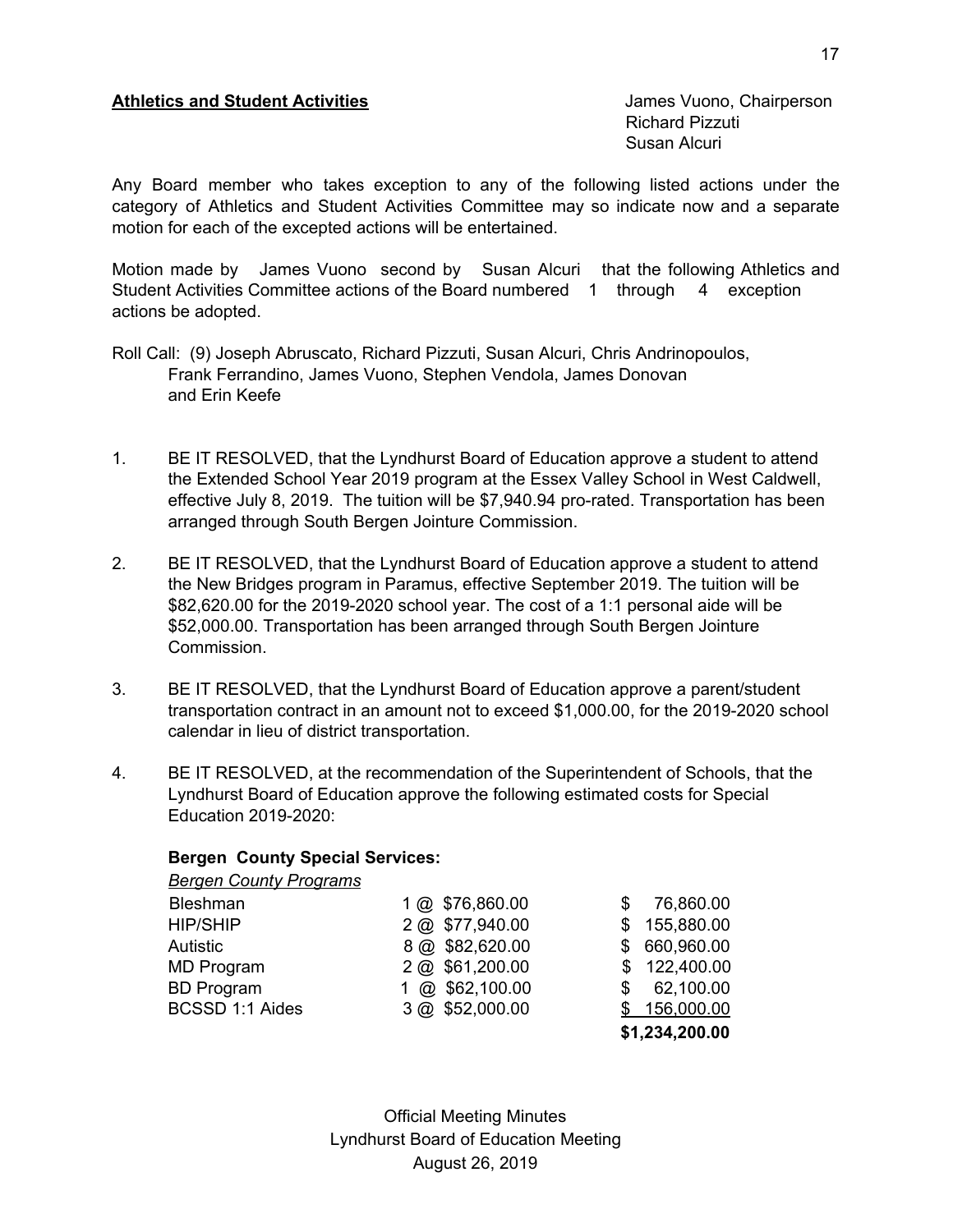**Athletics and Student Activities**

James Vuono, Chairperson
Richard Pizzuti
Susan Alcuri

Any Board member who takes exception to any of the following listed actions under the category of Athletics and Student Activities Committee may so indicate now and a separate motion for each of the excepted actions will be entertained.

Motion made by James Vuono second by Susan Alcuri that the following Athletics and Student Activities Committee actions of the Board numbered 1 through 4 exception actions be adopted.

Roll Call: (9) Joseph Abruscato, Richard Pizzuti, Susan Alcuri, Chris Andrinopoulos, Frank Ferrandino, James Vuono, Stephen Vendola, James Donovan and Erin Keefe

1. BE IT RESOLVED, that the Lyndhurst Board of Education approve a student to attend the Extended School Year 2019 program at the Essex Valley School in West Caldwell, effective July 8, 2019. The tuition will be $7,940.94 pro-rated. Transportation has been arranged through South Bergen Jointure Commission.

2. BE IT RESOLVED, that the Lyndhurst Board of Education approve a student to attend the New Bridges program in Paramus, effective September 2019. The tuition will be $82,620.00 for the 2019-2020 school year. The cost of a 1:1 personal aide will be $52,000.00. Transportation has been arranged through South Bergen Jointure Commission.

3. BE IT RESOLVED, that the Lyndhurst Board of Education approve a parent/student transportation contract in an amount not to exceed $1,000.00, for the 2019-2020 school calendar in lieu of district transportation.

4. BE IT RESOLVED, at the recommendation of the Superintendent of Schools, that the Lyndhurst Board of Education approve the following estimated costs for Special Education 2019-2020:

**Bergen County Special Services:**

| *Bergen County Programs* | | |
|---|---|---|
| Bleshman | 1 @ $76,860.00 | $ 76,860.00 |
| HIP/SHIP | 2 @ $77,940.00 | $ 155,880.00 |
| Autistic | 8 @ $82,620.00 | $ 660,960.00 |
| MD Program | 2 @ $61,200.00 | $ 122,400.00 |
| BD Program | 1 @ $62,100.00 | $ 62,100.00 |
| BCSSD 1:1 Aides | 3 @ $52,000.00 | $ 156,000.00 |
| | | **$1,234,200.00** |

Official Meeting Minutes
Lyndhurst Board of Education Meeting
August 26, 2019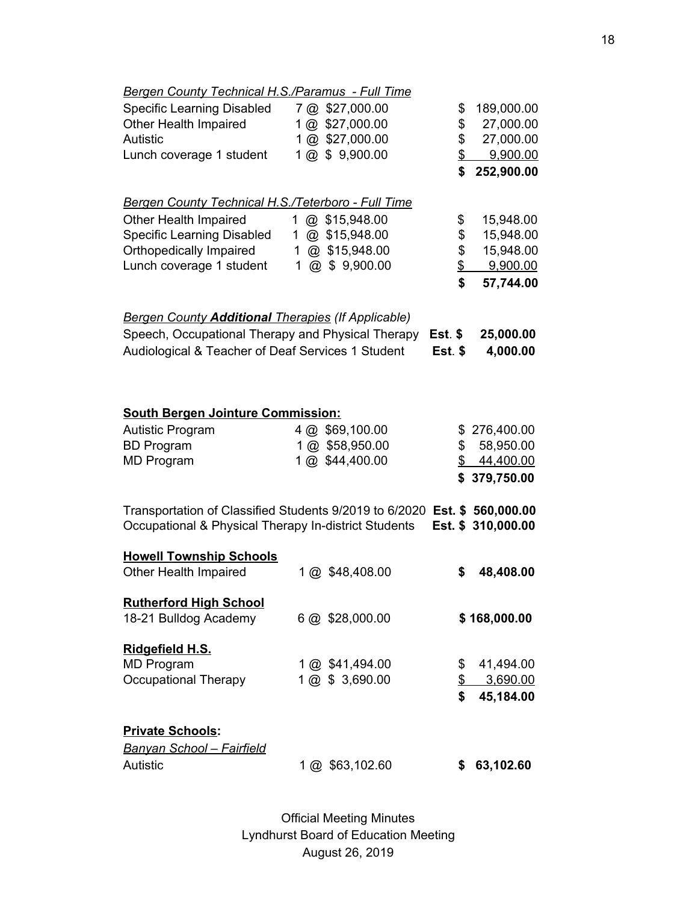*Bergen County Technical H.S./Paramus - Full Time*

| | | |
|---|---|---|
| Specific Learning Disabled | 7 @ $27,000.00 | $ 189,000.00 |
| Other Health Impaired | 1 @ $27,000.00 | $ 27,000.00 |
| Autistic | 1 @ $27,000.00 | $ 27,000.00 |
| Lunch coverage 1 student | 1 @ $ 9,900.00 | $ 9,900.00 |
| | | **$ 252,900.00** |

*Bergen County Technical H.S./Teterboro - Full Time*

| | | |
|---|---|---|
| Other Health Impaired | 1 @ $15,948.00 | $ 15,948.00 |
| Specific Learning Disabled | 1 @ $15,948.00 | $ 15,948.00 |
| Orthopedically Impaired | 1 @ $15,948.00 | $ 15,948.00 |
| Lunch coverage 1 student | 1 @ $ 9,900.00 | $ 9,900.00 |
| | | **$ 57,744.00** |

*Bergen County **Additional** Therapies (If Applicable)*

| | |
|---|---|
| Speech, Occupational Therapy and Physical Therapy | **Est. $ 25,000.00** |
| Audiological & Teacher of Deaf Services 1 Student | **Est. $ 4,000.00** |

**South Bergen Jointure Commission:**

| | | |
|---|---|---|
| Autistic Program | 4 @ $69,100.00 | $ 276,400.00 |
| BD Program | 1 @ $58,950.00 | $ 58,950.00 |
| MD Program | 1 @ $44,400.00 | $ 44,400.00 |
| | | **$ 379,750.00** |

| | |
|---|---|
| Transportation of Classified Students 9/2019 to 6/2020 | **Est. $ 560,000.00** |
| Occupational & Physical Therapy In-district Students | **Est. $ 310,000.00** |

**Howell Township Schools**

| | | |
|---|---|---|
| Other Health Impaired | 1 @ $48,408.00 | **$ 48,408.00** |

**Rutherford High School**

| | | |
|---|---|---|
| 18-21 Bulldog Academy | 6 @ $28,000.00 | **$ 168,000.00** |

**Ridgefield H.S.**

| | | |
|---|---|---|
| MD Program | 1 @ $41,494.00 | $ 41,494.00 |
| Occupational Therapy | 1 @ $ 3,690.00 | $ 3,690.00 |
| | | **$ 45,184.00** |

**Private Schools:**

*Banyan School – Fairfield*

| | | |
|---|---|---|
| Autistic | 1 @ $63,102.60 | **$ 63,102.60** |

Official Meeting Minutes
Lyndhurst Board of Education Meeting
August 26, 2019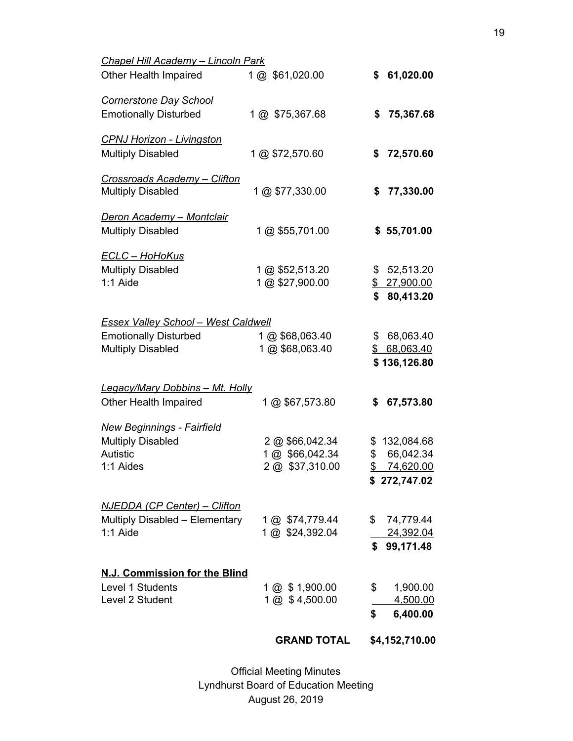| | | |
|---|---|---|
| *Chapel Hill Academy – Lincoln Park* | | |
| Other Health Impaired | 1 @ $61,020.00 | **$ 61,020.00** |
| | | |
| *Cornerstone Day School* | | |
| Emotionally Disturbed | 1 @ $75,367.68 | **$ 75,367.68** |
| | | |
| *CPNJ Horizon - Livingston* | | |
| Multiply Disabled | 1 @ $72,570.60 | **$ 72,570.60** |
| | | |
| *Crossroads Academy – Clifton* | | |
| Multiply Disabled | 1 @ $77,330.00 | **$ 77,330.00** |
| | | |
| *Deron Academy – Montclair* | | |
| Multiply Disabled | 1 @ $55,701.00 | **$ 55,701.00** |
| | | |
| *ECLC – HoHoKus* | | |
| Multiply Disabled | 1 @ $52,513.20 | $ 52,513.20 |
| 1:1 Aide | 1 @ $27,900.00 | $ 27,900.00 |
| | | **$ 80,413.20** |
| | | |
| *Essex Valley School – West Caldwell* | | |
| Emotionally Disturbed | 1 @ $68,063.40 | $ 68,063.40 |
| Multiply Disabled | 1 @ $68,063.40 | $ 68,063.40 |
| | | **$ 136,126.80** |
| | | |
| *Legacy/Mary Dobbins – Mt. Holly* | | |
| Other Health Impaired | 1 @ $67,573.80 | **$ 67,573.80** |
| | | |
| *New Beginnings - Fairfield* | | |
| Multiply Disabled | 2 @ $66,042.34 | $ 132,084.68 |
| Autistic | 1 @ $66,042.34 | $ 66,042.34 |
| 1:1 Aides | 2 @ $37,310.00 | $ 74,620.00 |
| | | **$ 272,747.02** |
| | | |
| *NJEDDA (CP Center) – Clifton* | | |
| Multiply Disabled – Elementary | 1 @ $74,779.44 | $ 74,779.44 |
| 1:1 Aide | 1 @ $24,392.04 | 24,392.04 |
| | | **$ 99,171.48** |
| | | |
| **N.J. Commission for the Blind** | | |
| Level 1 Students | 1 @ $ 1,900.00 | $ 1,900.00 |
| Level 2 Student | 1 @ $ 4,500.00 | 4,500.00 |
| | | **$ 6,400.00** |
| | | |
| | **GRAND TOTAL** | **$4,152,710.00** |

Official Meeting Minutes
Lyndhurst Board of Education Meeting
August 26, 2019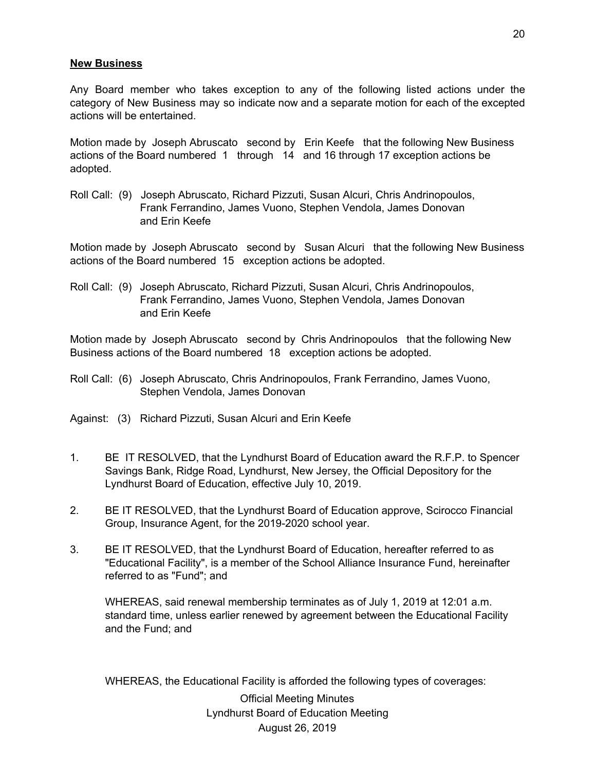**New Business**

Any Board member who takes exception to any of the following listed actions under the category of New Business may so indicate now and a separate motion for each of the excepted actions will be entertained.

Motion made by Joseph Abruscato second by Erin Keefe that the following New Business actions of the Board numbered 1 through 14 and 16 through 17 exception actions be adopted.

Roll Call: (9) Joseph Abruscato, Richard Pizzuti, Susan Alcuri, Chris Andrinopoulos, Frank Ferrandino, James Vuono, Stephen Vendola, James Donovan and Erin Keefe

Motion made by Joseph Abruscato second by Susan Alcuri that the following New Business actions of the Board numbered 15 exception actions be adopted.

Roll Call: (9) Joseph Abruscato, Richard Pizzuti, Susan Alcuri, Chris Andrinopoulos, Frank Ferrandino, James Vuono, Stephen Vendola, James Donovan and Erin Keefe

Motion made by Joseph Abruscato second by Chris Andrinopoulos that the following New Business actions of the Board numbered 18 exception actions be adopted.

Roll Call: (6) Joseph Abruscato, Chris Andrinopoulos, Frank Ferrandino, James Vuono, Stephen Vendola, James Donovan

Against: (3) Richard Pizzuti, Susan Alcuri and Erin Keefe

1. BE IT RESOLVED, that the Lyndhurst Board of Education award the R.F.P. to Spencer Savings Bank, Ridge Road, Lyndhurst, New Jersey, the Official Depository for the Lyndhurst Board of Education, effective July 10, 2019.

2. BE IT RESOLVED, that the Lyndhurst Board of Education approve, Scirocco Financial Group, Insurance Agent, for the 2019-2020 school year.

3. BE IT RESOLVED, that the Lyndhurst Board of Education, hereafter referred to as "Educational Facility", is a member of the School Alliance Insurance Fund, hereinafter referred to as "Fund"; and

   WHEREAS, said renewal membership terminates as of July 1, 2019 at 12:01 a.m. standard time, unless earlier renewed by agreement between the Educational Facility and the Fund; and

   WHEREAS, the Educational Facility is afforded the following types of coverages: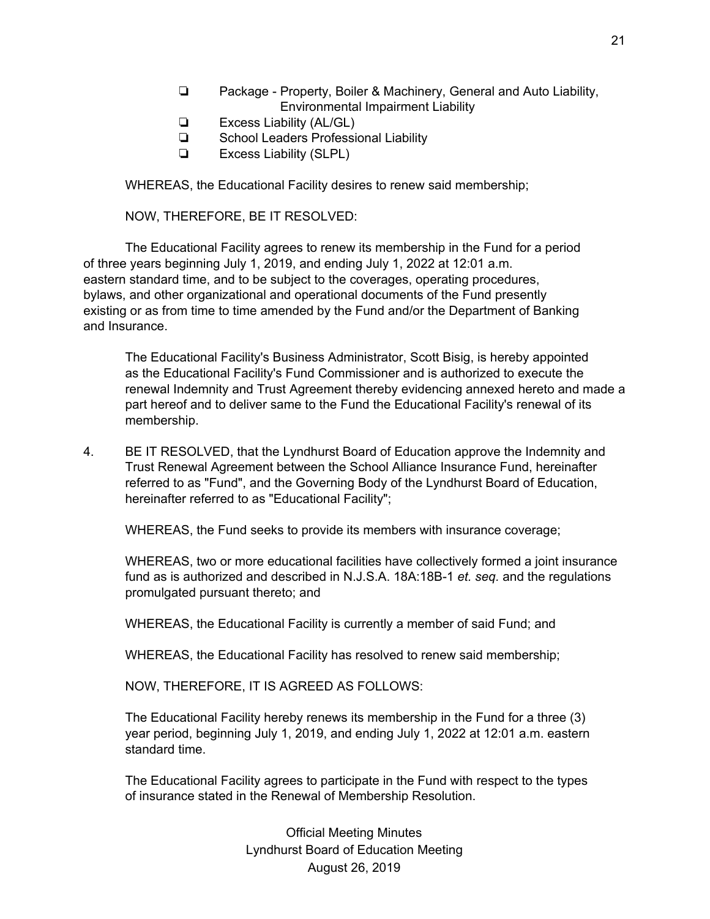- ❏ Package - Property, Boiler & Machinery, General and Auto Liability, Environmental Impairment Liability
- ❏ Excess Liability (AL/GL)
- ❏ School Leaders Professional Liability
- ❏ Excess Liability (SLPL)

WHEREAS, the Educational Facility desires to renew said membership;

NOW, THEREFORE, BE IT RESOLVED:

The Educational Facility agrees to renew its membership in the Fund for a period of three years beginning July 1, 2019, and ending July 1, 2022 at 12:01 a.m. eastern standard time, and to be subject to the coverages, operating procedures, bylaws, and other organizational and operational documents of the Fund presently existing or as from time to time amended by the Fund and/or the Department of Banking and Insurance.

The Educational Facility's Business Administrator, Scott Bisig, is hereby appointed as the Educational Facility's Fund Commissioner and is authorized to execute the renewal Indemnity and Trust Agreement thereby evidencing annexed hereto and made a part hereof and to deliver same to the Fund the Educational Facility's renewal of its membership.

4. BE IT RESOLVED, that the Lyndhurst Board of Education approve the Indemnity and Trust Renewal Agreement between the School Alliance Insurance Fund, hereinafter referred to as "Fund", and the Governing Body of the Lyndhurst Board of Education, hereinafter referred to as "Educational Facility";

   WHEREAS, the Fund seeks to provide its members with insurance coverage;

   WHEREAS, two or more educational facilities have collectively formed a joint insurance fund as is authorized and described in N.J.S.A. 18A:18B-1 *et. seq.* and the regulations promulgated pursuant thereto; and

   WHEREAS, the Educational Facility is currently a member of said Fund; and

   WHEREAS, the Educational Facility has resolved to renew said membership;

   NOW, THEREFORE, IT IS AGREED AS FOLLOWS:

   The Educational Facility hereby renews its membership in the Fund for a three (3) year period, beginning July 1, 2019, and ending July 1, 2022 at 12:01 a.m. eastern standard time.

   The Educational Facility agrees to participate in the Fund with respect to the types of insurance stated in the Renewal of Membership Resolution.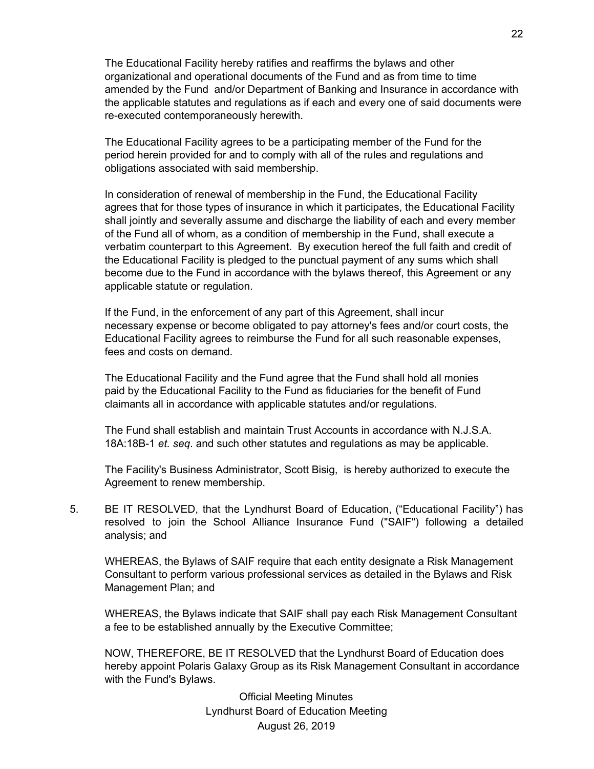The Educational Facility hereby ratifies and reaffirms the bylaws and other organizational and operational documents of the Fund and as from time to time amended by the Fund and/or Department of Banking and Insurance in accordance with the applicable statutes and regulations as if each and every one of said documents were re-executed contemporaneously herewith.

The Educational Facility agrees to be a participating member of the Fund for the period herein provided for and to comply with all of the rules and regulations and obligations associated with said membership.

In consideration of renewal of membership in the Fund, the Educational Facility agrees that for those types of insurance in which it participates, the Educational Facility shall jointly and severally assume and discharge the liability of each and every member of the Fund all of whom, as a condition of membership in the Fund, shall execute a verbatim counterpart to this Agreement. By execution hereof the full faith and credit of the Educational Facility is pledged to the punctual payment of any sums which shall become due to the Fund in accordance with the bylaws thereof, this Agreement or any applicable statute or regulation.

If the Fund, in the enforcement of any part of this Agreement, shall incur necessary expense or become obligated to pay attorney's fees and/or court costs, the Educational Facility agrees to reimburse the Fund for all such reasonable expenses, fees and costs on demand.

The Educational Facility and the Fund agree that the Fund shall hold all monies paid by the Educational Facility to the Fund as fiduciaries for the benefit of Fund claimants all in accordance with applicable statutes and/or regulations.

The Fund shall establish and maintain Trust Accounts in accordance with N.J.S.A. 18A:18B-1 *et. seq*. and such other statutes and regulations as may be applicable.

The Facility's Business Administrator, Scott Bisig, is hereby authorized to execute the Agreement to renew membership.

5. BE IT RESOLVED, that the Lyndhurst Board of Education, ("Educational Facility") has resolved to join the School Alliance Insurance Fund ("SAIF") following a detailed analysis; and

   WHEREAS, the Bylaws of SAIF require that each entity designate a Risk Management Consultant to perform various professional services as detailed in the Bylaws and Risk Management Plan; and

   WHEREAS, the Bylaws indicate that SAIF shall pay each Risk Management Consultant a fee to be established annually by the Executive Committee;

   NOW, THEREFORE, BE IT RESOLVED that the Lyndhurst Board of Education does hereby appoint Polaris Galaxy Group as its Risk Management Consultant in accordance with the Fund's Bylaws.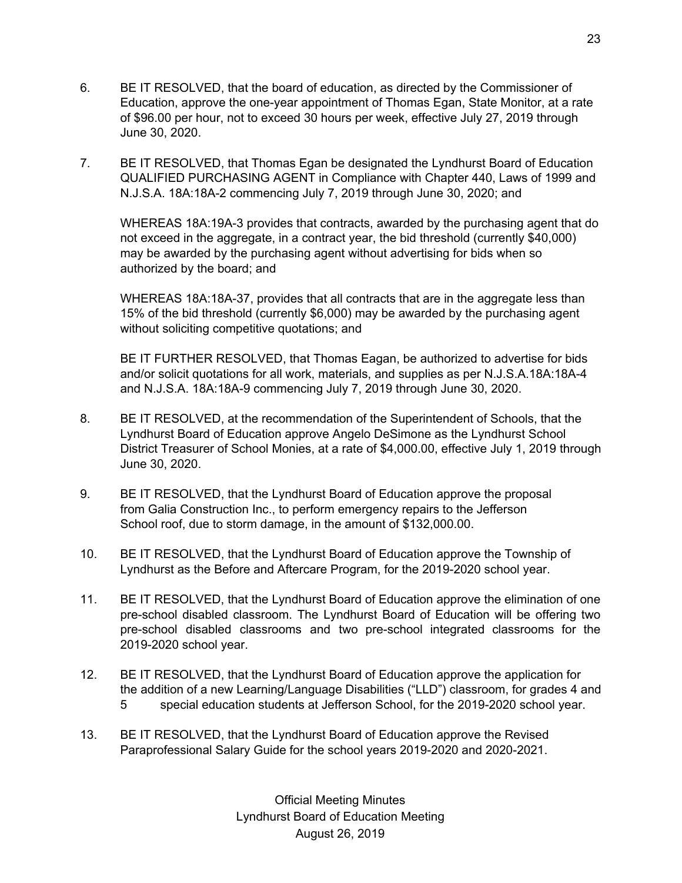6. BE IT RESOLVED, that the board of education, as directed by the Commissioner of Education, approve the one-year appointment of Thomas Egan, State Monitor, at a rate of $96.00 per hour, not to exceed 30 hours per week, effective July 27, 2019 through June 30, 2020.

7. BE IT RESOLVED, that Thomas Egan be designated the Lyndhurst Board of Education QUALIFIED PURCHASING AGENT in Compliance with Chapter 440, Laws of 1999 and N.J.S.A. 18A:18A-2 commencing July 7, 2019 through June 30, 2020; and

   WHEREAS 18A:19A-3 provides that contracts, awarded by the purchasing agent that do not exceed in the aggregate, in a contract year, the bid threshold (currently $40,000) may be awarded by the purchasing agent without advertising for bids when so authorized by the board; and

   WHEREAS 18A:18A-37, provides that all contracts that are in the aggregate less than 15% of the bid threshold (currently $6,000) may be awarded by the purchasing agent without soliciting competitive quotations; and

   BE IT FURTHER RESOLVED, that Thomas Eagan, be authorized to advertise for bids and/or solicit quotations for all work, materials, and supplies as per N.J.S.A.18A:18A-4 and N.J.S.A. 18A:18A-9 commencing July 7, 2019 through June 30, 2020.

8. BE IT RESOLVED, at the recommendation of the Superintendent of Schools, that the Lyndhurst Board of Education approve Angelo DeSimone as the Lyndhurst School District Treasurer of School Monies, at a rate of $4,000.00, effective July 1, 2019 through June 30, 2020.

9. BE IT RESOLVED, that the Lyndhurst Board of Education approve the proposal from Galia Construction Inc., to perform emergency repairs to the Jefferson School roof, due to storm damage, in the amount of $132,000.00.

10. BE IT RESOLVED, that the Lyndhurst Board of Education approve the Township of Lyndhurst as the Before and Aftercare Program, for the 2019-2020 school year.

11. BE IT RESOLVED, that the Lyndhurst Board of Education approve the elimination of one pre-school disabled classroom. The Lyndhurst Board of Education will be offering two pre-school disabled classrooms and two pre-school integrated classrooms for the 2019-2020 school year.

12. BE IT RESOLVED, that the Lyndhurst Board of Education approve the application for the addition of a new Learning/Language Disabilities ("LLD") classroom, for grades 4 and 5 special education students at Jefferson School, for the 2019-2020 school year.

13. BE IT RESOLVED, that the Lyndhurst Board of Education approve the Revised Paraprofessional Salary Guide for the school years 2019-2020 and 2020-2021.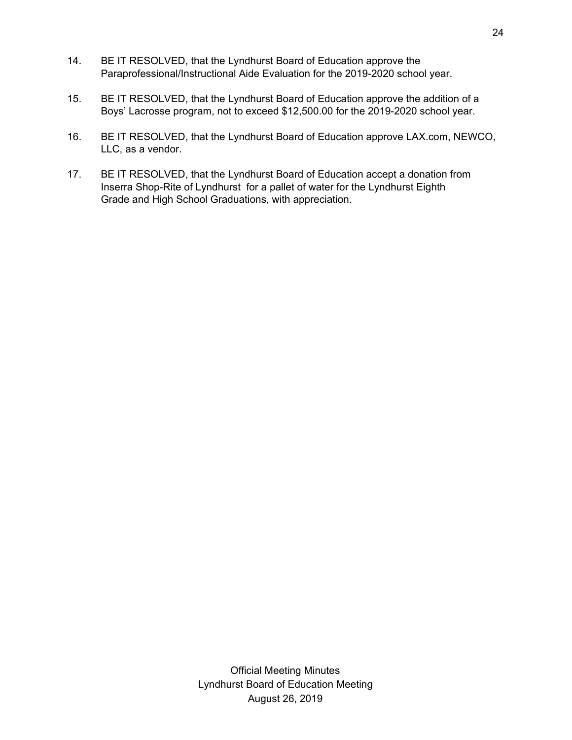14. BE IT RESOLVED, that the Lyndhurst Board of Education approve the Paraprofessional/Instructional Aide Evaluation for the 2019-2020 school year.

15. BE IT RESOLVED, that the Lyndhurst Board of Education approve the addition of a Boys' Lacrosse program, not to exceed $12,500.00 for the 2019-2020 school year.

16. BE IT RESOLVED, that the Lyndhurst Board of Education approve LAX.com, NEWCO, LLC, as a vendor.

17. BE IT RESOLVED, that the Lyndhurst Board of Education accept a donation from Inserra Shop-Rite of Lyndhurst for a pallet of water for the Lyndhurst Eighth Grade and High School Graduations, with appreciation.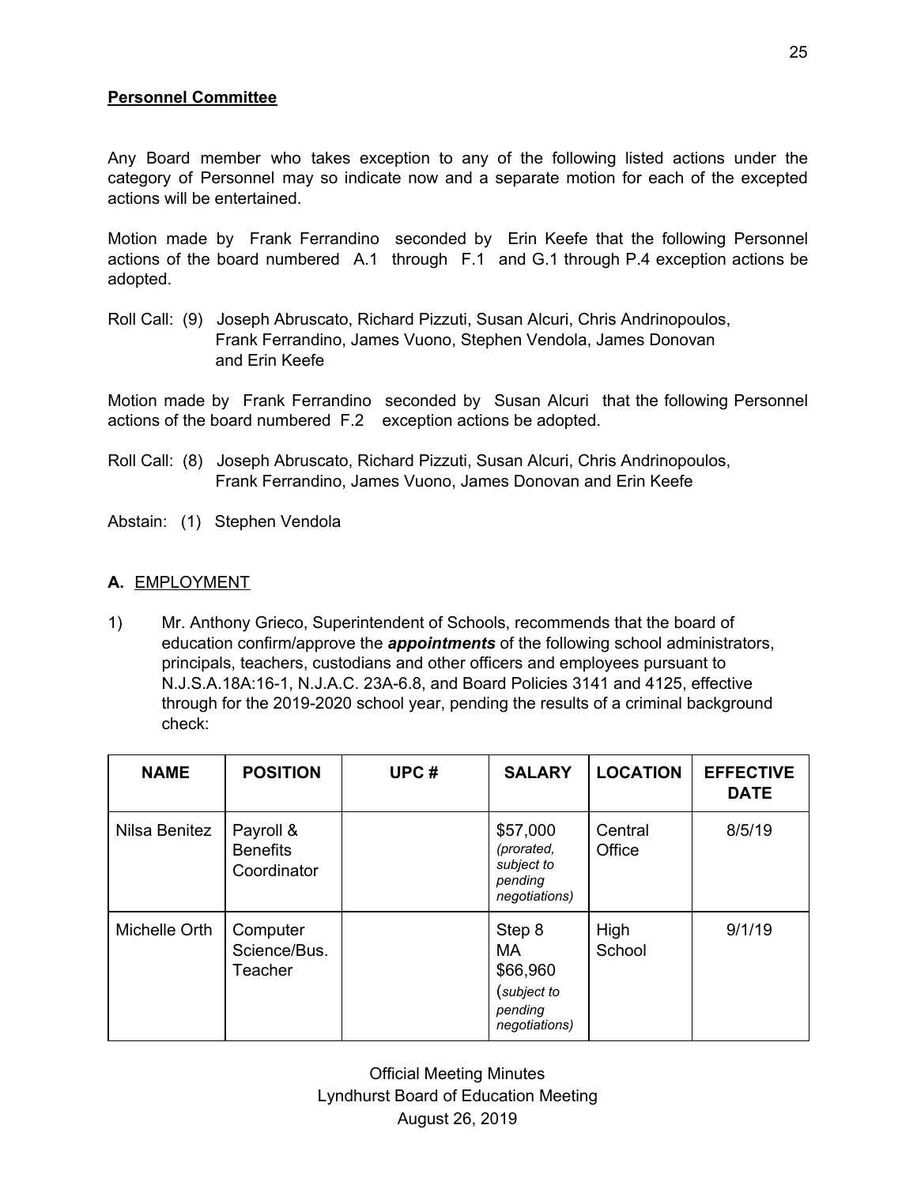**Personnel Committee**

Any Board member who takes exception to any of the following listed actions under the category of Personnel may so indicate now and a separate motion for each of the excepted actions will be entertained.

Motion made by Frank Ferrandino seconded by Erin Keefe that the following Personnel actions of the board numbered A.1 through F.1 and G.1 through P.4 exception actions be adopted.

Roll Call: (9) Joseph Abruscato, Richard Pizzuti, Susan Alcuri, Chris Andrinopoulos, Frank Ferrandino, James Vuono, Stephen Vendola, James Donovan and Erin Keefe

Motion made by Frank Ferrandino seconded by Susan Alcuri that the following Personnel actions of the board numbered F.2 exception actions be adopted.

Roll Call: (8) Joseph Abruscato, Richard Pizzuti, Susan Alcuri, Chris Andrinopoulos, Frank Ferrandino, James Vuono, James Donovan and Erin Keefe

Abstain: (1) Stephen Vendola

**A.** EMPLOYMENT

1) Mr. Anthony Grieco, Superintendent of Schools, recommends that the board of education confirm/approve the ***appointments*** of the following school administrators, principals, teachers, custodians and other officers and employees pursuant to N.J.S.A.18A:16-1, N.J.A.C. 23A-6.8, and Board Policies 3141 and 4125, effective through for the 2019-2020 school year, pending the results of a criminal background check:

| NAME | POSITION | UPC # | SALARY | LOCATION | EFFECTIVE DATE |
|---|---|---|---|---|---|
| Nilsa Benitez | Payroll & Benefits Coordinator | | $57,000 *(prorated, subject to pending negotiations)* | Central Office | 8/5/19 |
| Michelle Orth | Computer Science/Bus. Teacher | | Step 8 MA $66,960 (*subject to pending negotiations)* | High School | 9/1/19 |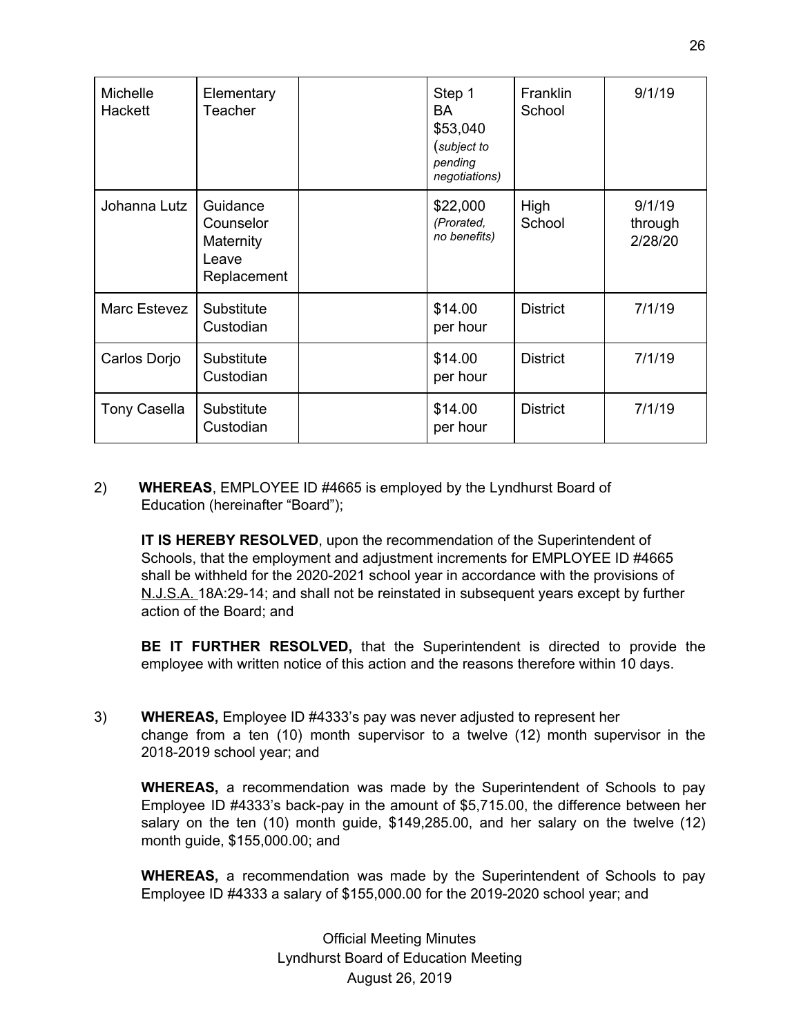| | | | | | |
|---|---|---|---|---|---|
| Michelle Hackett | Elementary Teacher | | Step 1 BA $53,040 (*subject to pending negotiations)* | Franklin School | 9/1/19 |
| Johanna Lutz | Guidance Counselor Maternity Leave Replacement | | $22,000 *(Prorated, no benefits)* | High School | 9/1/19 through 2/28/20 |
| Marc Estevez | Substitute Custodian | | $14.00 per hour | District | 7/1/19 |
| Carlos Dorjo | Substitute Custodian | | $14.00 per hour | District | 7/1/19 |
| Tony Casella | Substitute Custodian | | $14.00 per hour | District | 7/1/19 |

2) **WHEREAS**, EMPLOYEE ID #4665 is employed by the Lyndhurst Board of Education (hereinafter "Board");

**IT IS HEREBY RESOLVED**, upon the recommendation of the Superintendent of Schools, that the employment and adjustment increments for EMPLOYEE ID #4665 shall be withheld for the 2020-2021 school year in accordance with the provisions of N.J.S.A. 18A:29-14; and shall not be reinstated in subsequent years except by further action of the Board; and

**BE IT FURTHER RESOLVED,** that the Superintendent is directed to provide the employee with written notice of this action and the reasons therefore within 10 days.

3) **WHEREAS,** Employee ID #4333's pay was never adjusted to represent her change from a ten (10) month supervisor to a twelve (12) month supervisor in the 2018-2019 school year; and

**WHEREAS,** a recommendation was made by the Superintendent of Schools to pay Employee ID #4333's back-pay in the amount of $5,715.00, the difference between her salary on the ten (10) month guide, $149,285.00, and her salary on the twelve (12) month guide, $155,000.00; and

**WHEREAS,** a recommendation was made by the Superintendent of Schools to pay Employee ID #4333 a salary of $155,000.00 for the 2019-2020 school year; and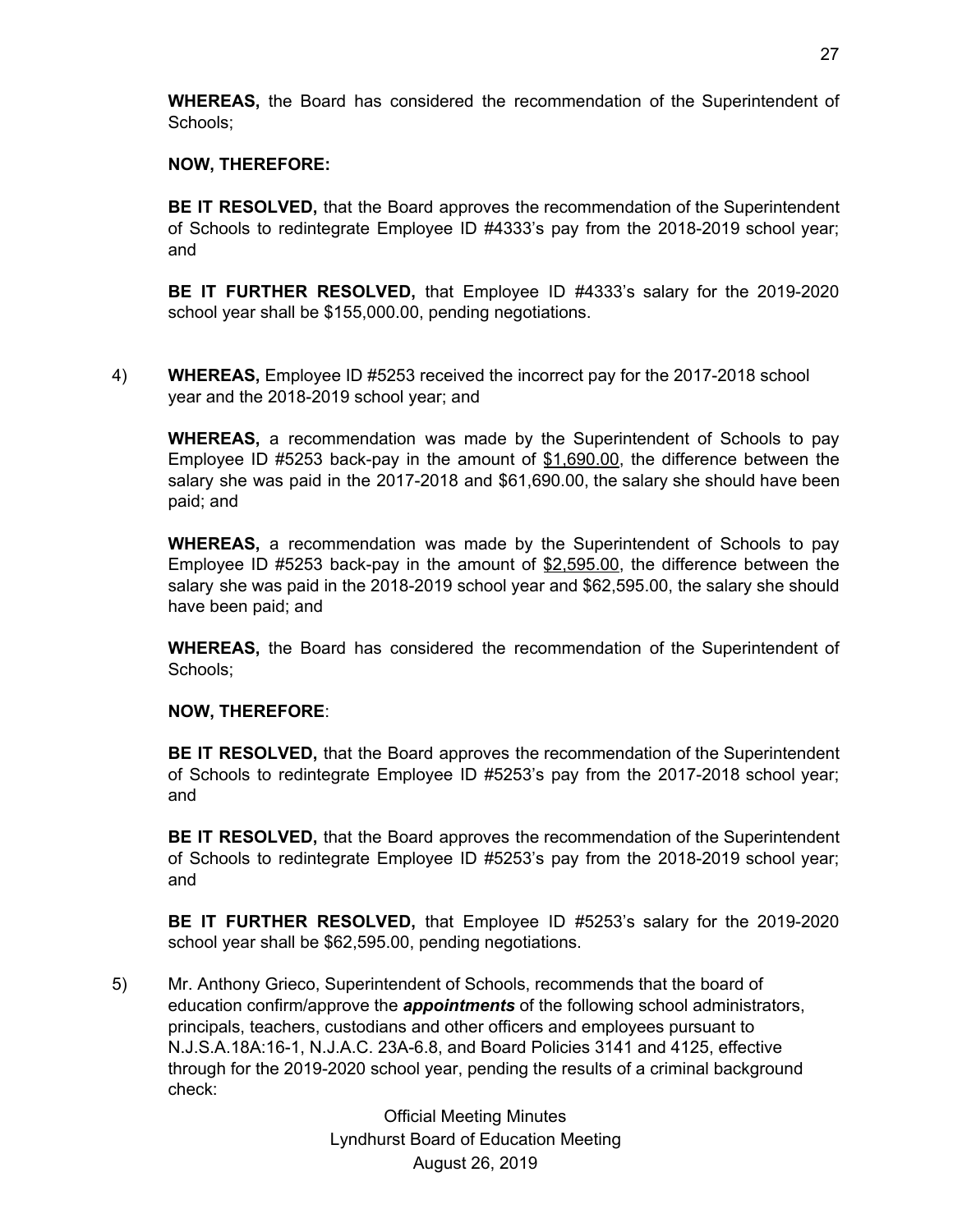**WHEREAS,** the Board has considered the recommendation of the Superintendent of Schools;

**NOW, THEREFORE:**

**BE IT RESOLVED,** that the Board approves the recommendation of the Superintendent of Schools to redintegrate Employee ID #4333's pay from the 2018-2019 school year; and

**BE IT FURTHER RESOLVED,** that Employee ID #4333's salary for the 2019-2020 school year shall be $155,000.00, pending negotiations.

4) **WHEREAS,** Employee ID #5253 received the incorrect pay for the 2017-2018 school year and the 2018-2019 school year; and

**WHEREAS,** a recommendation was made by the Superintendent of Schools to pay Employee ID #5253 back-pay in the amount of <u>$1,690.00</u>, the difference between the salary she was paid in the 2017-2018 and $61,690.00, the salary she should have been paid; and

**WHEREAS,** a recommendation was made by the Superintendent of Schools to pay Employee ID #5253 back-pay in the amount of <u>$2,595.00</u>, the difference between the salary she was paid in the 2018-2019 school year and $62,595.00, the salary she should have been paid; and

**WHEREAS,** the Board has considered the recommendation of the Superintendent of Schools;

**NOW, THEREFORE**:

**BE IT RESOLVED,** that the Board approves the recommendation of the Superintendent of Schools to redintegrate Employee ID #5253's pay from the 2017-2018 school year; and

**BE IT RESOLVED,** that the Board approves the recommendation of the Superintendent of Schools to redintegrate Employee ID #5253's pay from the 2018-2019 school year; and

**BE IT FURTHER RESOLVED,** that Employee ID #5253's salary for the 2019-2020 school year shall be $62,595.00, pending negotiations.

5) Mr. Anthony Grieco, Superintendent of Schools, recommends that the board of education confirm/approve the ***appointments*** of the following school administrators, principals, teachers, custodians and other officers and employees pursuant to N.J.S.A.18A:16-1, N.J.A.C. 23A-6.8, and Board Policies 3141 and 4125, effective through for the 2019-2020 school year, pending the results of a criminal background check: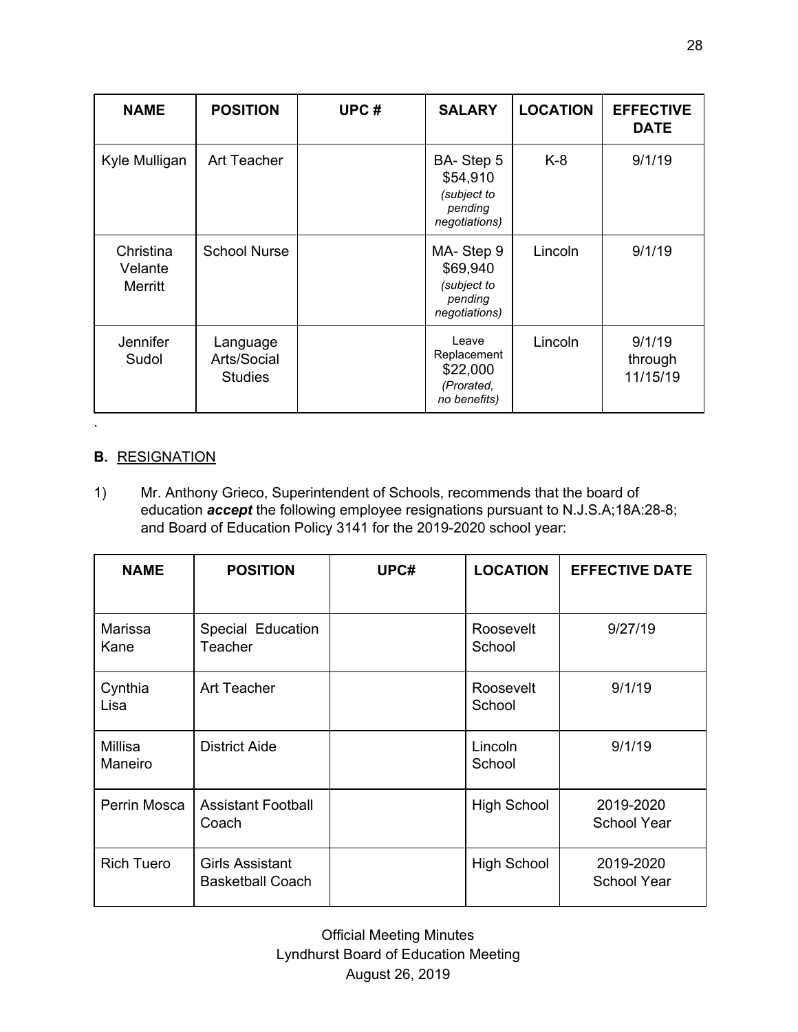| NAME | POSITION | UPC # | SALARY | LOCATION | EFFECTIVE DATE |
|---|---|---|---|---|---|
| Kyle Mulligan | Art Teacher | | BA- Step 5 $54,910 *(subject to pending negotiations)* | K-8 | 9/1/19 |
| Christina Velante Merritt | School Nurse | | MA- Step 9 $69,940 *(subject to pending negotiations)* | Lincoln | 9/1/19 |
| Jennifer Sudol | Language Arts/Social Studies | | Leave Replacement $22,000 *(Prorated, no benefits)* | Lincoln | 9/1/19 through 11/15/19 |

.

**B.** RESIGNATION

1) Mr. Anthony Grieco, Superintendent of Schools, recommends that the board of education ***accept*** the following employee resignations pursuant to N.J.S.A;18A:28-8; and Board of Education Policy 3141 for the 2019-2020 school year:

| NAME | POSITION | UPC# | LOCATION | EFFECTIVE DATE |
|---|---|---|---|---|
| Marissa Kane | Special Education Teacher | | Roosevelt School | 9/27/19 |
| Cynthia Lisa | Art Teacher | | Roosevelt School | 9/1/19 |
| Millisa Maneiro | District Aide | | Lincoln School | 9/1/19 |
| Perrin Mosca | Assistant Football Coach | | High School | 2019-2020 School Year |
| Rich Tuero | Girls Assistant Basketball Coach | | High School | 2019-2020 School Year |

Official Meeting Minutes
Lyndhurst Board of Education Meeting
August 26, 2019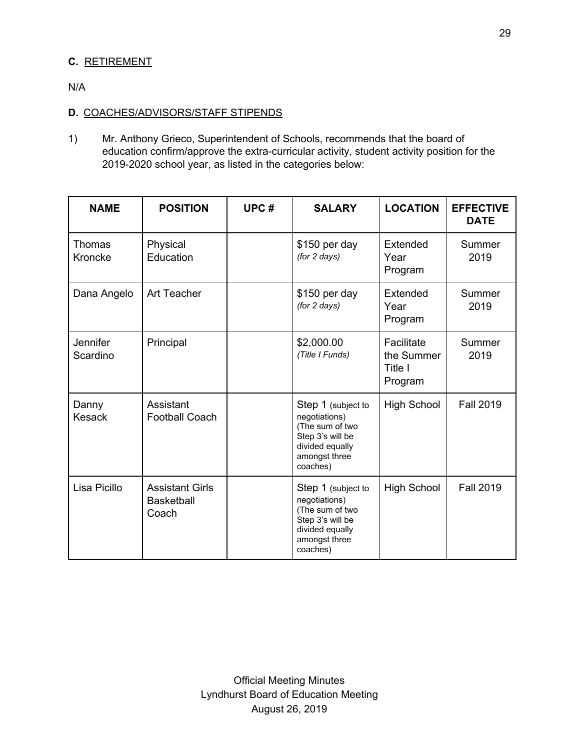**C.** RETIREMENT

N/A

**D.** COACHES/ADVISORS/STAFF STIPENDS

1) Mr. Anthony Grieco, Superintendent of Schools, recommends that the board of education confirm/approve the extra-curricular activity, student activity position for the 2019-2020 school year, as listed in the categories below:

| NAME | POSITION | UPC # | SALARY | LOCATION | EFFECTIVE DATE |
|---|---|---|---|---|---|
| Thomas Kroncke | Physical Education | | $150 per day *(for 2 days)* | Extended Year Program | Summer 2019 |
| Dana Angelo | Art Teacher | | $150 per day *(for 2 days)* | Extended Year Program | Summer 2019 |
| Jennifer Scardino | Principal | | $2,000.00 *(Title I Funds)* | Facilitate the Summer Title I Program | Summer 2019 |
| Danny Kesack | Assistant Football Coach | | Step 1 (subject to negotiations) (The sum of two Step 3's will be divided equally amongst three coaches) | High School | Fall 2019 |
| Lisa Picillo | Assistant Girls Basketball Coach | | Step 1 (subject to negotiations) (The sum of two Step 3's will be divided equally amongst three coaches) | High School | Fall 2019 |

Official Meeting Minutes
Lyndhurst Board of Education Meeting
August 26, 2019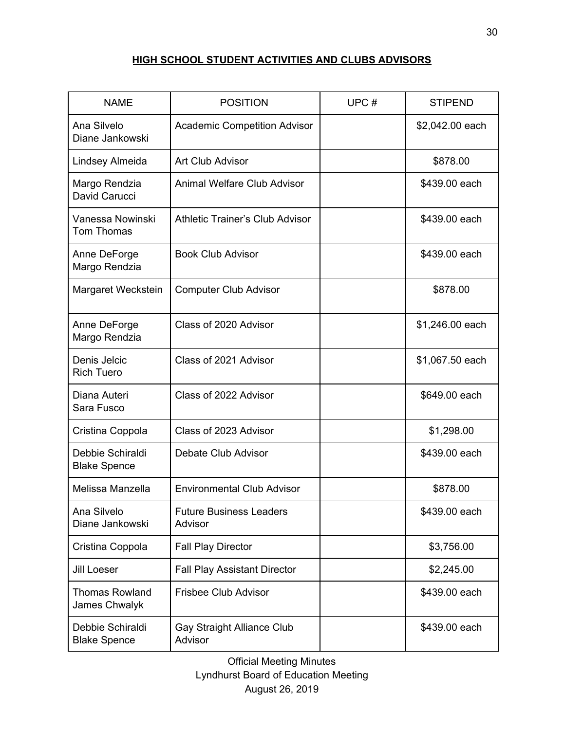## HIGH SCHOOL STUDENT ACTIVITIES AND CLUBS ADVISORS

| NAME | POSITION | UPC # | STIPEND |
|---|---|---|---|
| Ana Silvelo<br>Diane Jankowski | Academic Competition Advisor | | $2,042.00 each |
| Lindsey Almeida | Art Club Advisor | | $878.00 |
| Margo Rendzia<br>David Carucci | Animal Welfare Club Advisor | | $439.00 each |
| Vanessa Nowinski<br>Tom Thomas | Athletic Trainer's Club Advisor | | $439.00 each |
| Anne DeForge<br>Margo Rendzia | Book Club Advisor | | $439.00 each |
| Margaret Weckstein | Computer Club Advisor | | $878.00 |
| Anne DeForge<br>Margo Rendzia | Class of 2020 Advisor | | $1,246.00 each |
| Denis Jelcic<br>Rich Tuero | Class of 2021 Advisor | | $1,067.50 each |
| Diana Auteri<br>Sara Fusco | Class of 2022 Advisor | | $649.00 each |
| Cristina Coppola | Class of 2023 Advisor | | $1,298.00 |
| Debbie Schiraldi<br>Blake Spence | Debate Club Advisor | | $439.00 each |
| Melissa Manzella | Environmental Club Advisor | | $878.00 |
| Ana Silvelo<br>Diane Jankowski | Future Business Leaders Advisor | | $439.00 each |
| Cristina Coppola | Fall Play Director | | $3,756.00 |
| Jill Loeser | Fall Play Assistant Director | | $2,245.00 |
| Thomas Rowland<br>James Chwalyk | Frisbee Club Advisor | | $439.00 each |
| Debbie Schiraldi<br>Blake Spence | Gay Straight Alliance Club Advisor | | $439.00 each |

Official Meeting Minutes
Lyndhurst Board of Education Meeting
August 26, 2019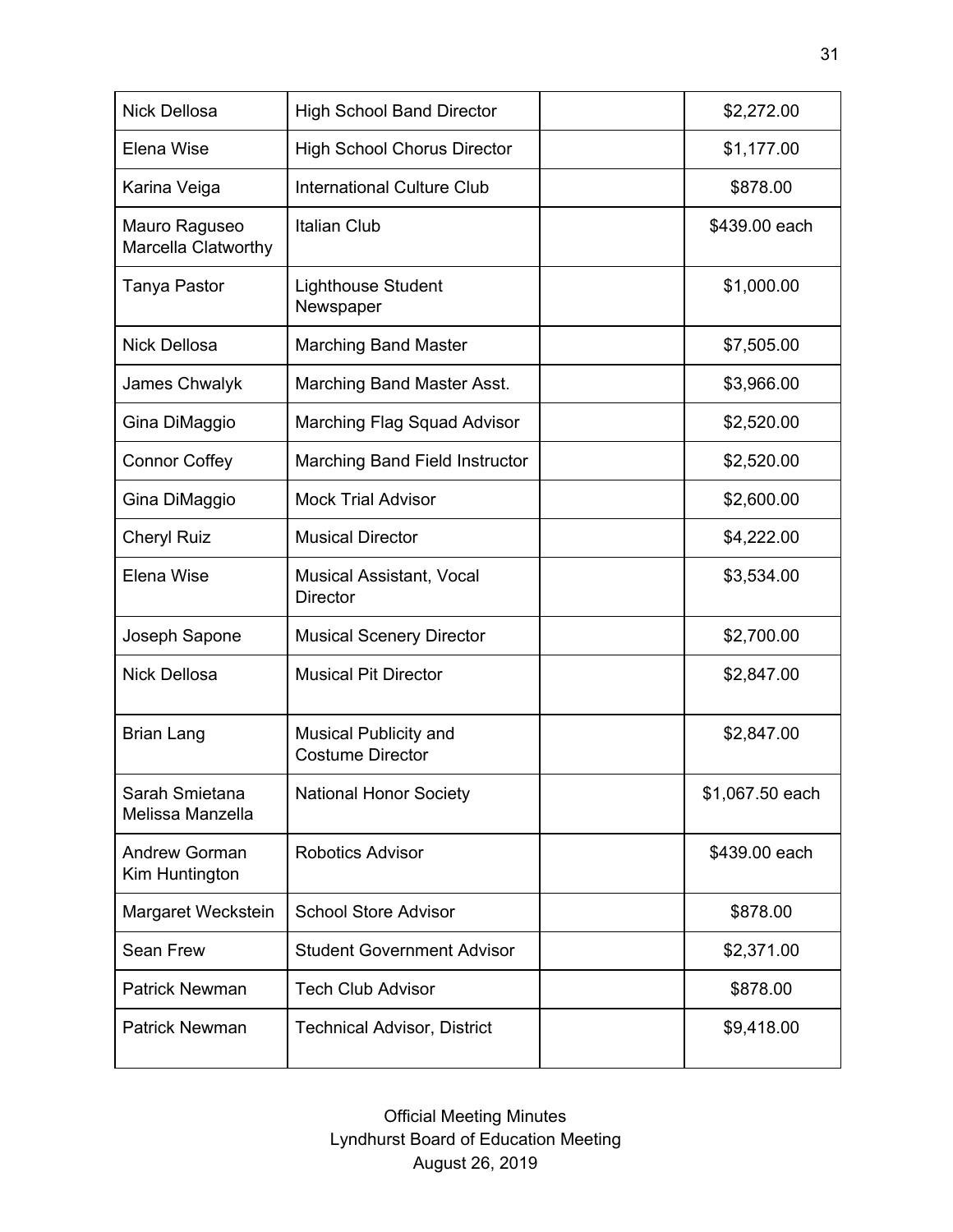| | | | |
|---|---|---|---|
| Nick Dellosa | High School Band Director | | $2,272.00 |
| Elena Wise | High School Chorus Director | | $1,177.00 |
| Karina Veiga | International Culture Club | | $878.00 |
| Mauro Raguseo<br>Marcella Clatworthy | Italian Club | | $439.00 each |
| Tanya Pastor | Lighthouse Student Newspaper | | $1,000.00 |
| Nick Dellosa | Marching Band Master | | $7,505.00 |
| James Chwalyk | Marching Band Master Asst. | | $3,966.00 |
| Gina DiMaggio | Marching Flag Squad Advisor | | $2,520.00 |
| Connor Coffey | Marching Band Field Instructor | | $2,520.00 |
| Gina DiMaggio | Mock Trial Advisor | | $2,600.00 |
| Cheryl Ruiz | Musical Director | | $4,222.00 |
| Elena Wise | Musical Assistant, Vocal Director | | $3,534.00 |
| Joseph Sapone | Musical Scenery Director | | $2,700.00 |
| Nick Dellosa | Musical Pit Director | | $2,847.00 |
| Brian Lang | Musical Publicity and Costume Director | | $2,847.00 |
| Sarah Smietana<br>Melissa Manzella | National Honor Society | | $1,067.50 each |
| Andrew Gorman<br>Kim Huntington | Robotics Advisor | | $439.00 each |
| Margaret Weckstein | School Store Advisor | | $878.00 |
| Sean Frew | Student Government Advisor | | $2,371.00 |
| Patrick Newman | Tech Club Advisor | | $878.00 |
| Patrick Newman | Technical Advisor, District | | $9,418.00 |

Official Meeting Minutes
Lyndhurst Board of Education Meeting
August 26, 2019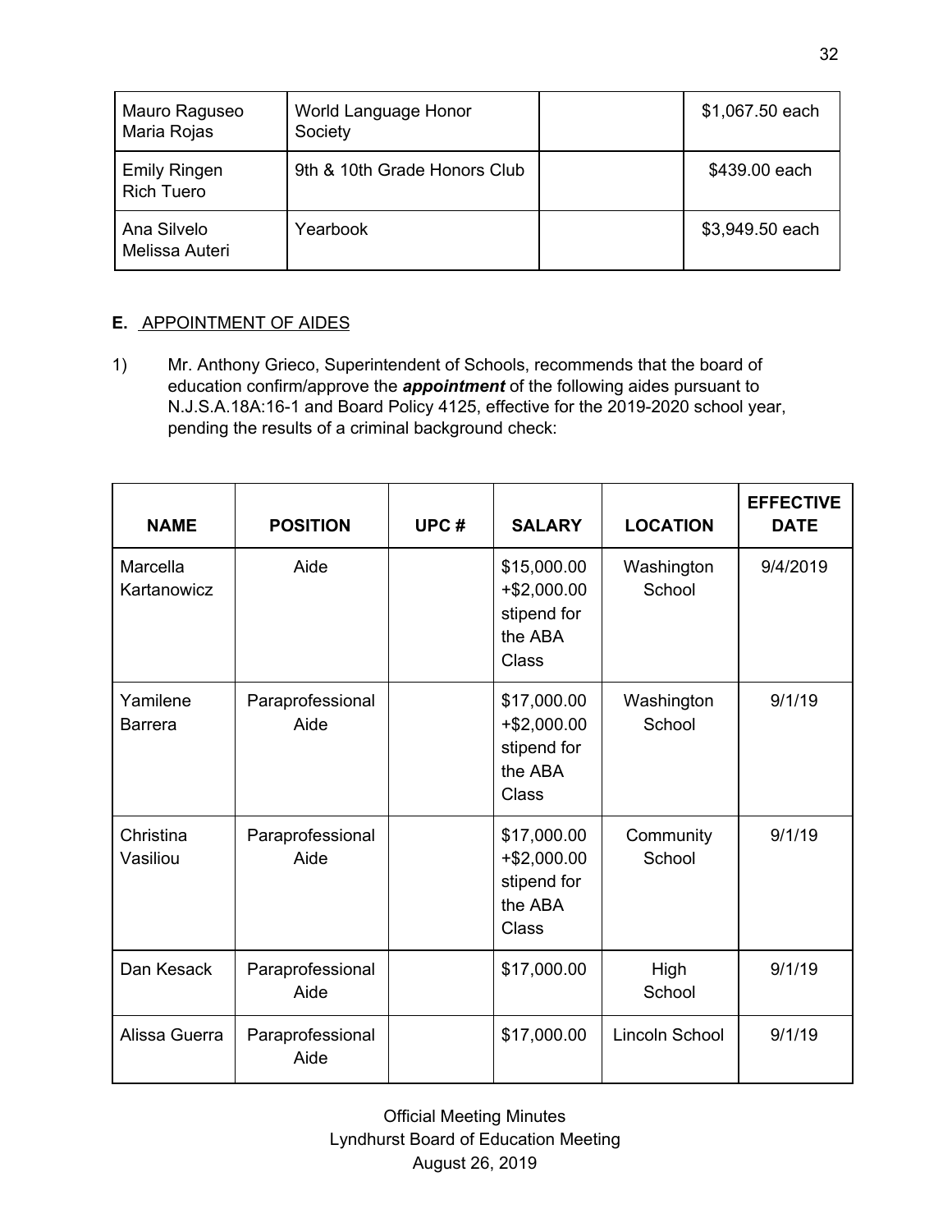| | | | |
|---|---|---|---|
| Mauro Raguseo<br>Maria Rojas | World Language Honor Society | | $1,067.50 each |
| Emily Ringen<br>Rich Tuero | 9th & 10th Grade Honors Club | | $439.00 each |
| Ana Silvelo<br>Melissa Auteri | Yearbook | | $3,949.50 each |

**E.** APPOINTMENT OF AIDES

1) Mr. Anthony Grieco, Superintendent of Schools, recommends that the board of education confirm/approve the ***appointment*** of the following aides pursuant to N.J.S.A.18A:16-1 and Board Policy 4125, effective for the 2019-2020 school year, pending the results of a criminal background check:

| NAME | POSITION | UPC # | SALARY | LOCATION | EFFECTIVE DATE |
|---|---|---|---|---|---|
| Marcella Kartanowicz | Aide | | $15,000.00 +$2,000.00 stipend for the ABA Class | Washington School | 9/4/2019 |
| Yamilene Barrera | Paraprofessional Aide | | $17,000.00 +$2,000.00 stipend for the ABA Class | Washington School | 9/1/19 |
| Christina Vasiliou | Paraprofessional Aide | | $17,000.00 +$2,000.00 stipend for the ABA Class | Community School | 9/1/19 |
| Dan Kesack | Paraprofessional Aide | | $17,000.00 | High School | 9/1/19 |
| Alissa Guerra | Paraprofessional Aide | | $17,000.00 | Lincoln School | 9/1/19 |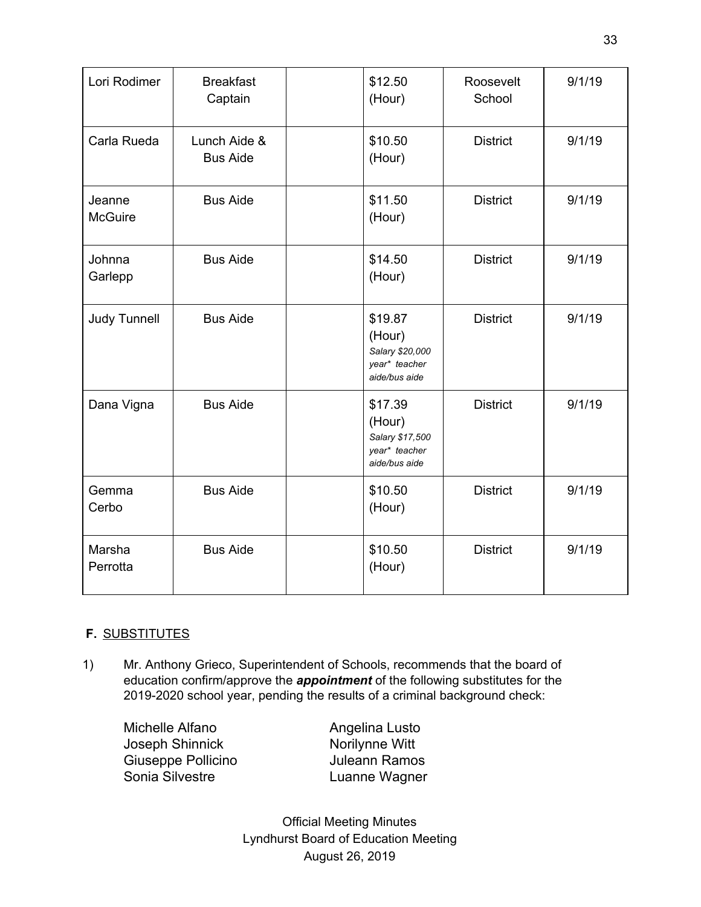| | | | | | |
|---|---|---|---|---|---|
| Lori Rodimer | Breakfast Captain | | $12.50 (Hour) | Roosevelt School | 9/1/19 |
| Carla Rueda | Lunch Aide & Bus Aide | | $10.50 (Hour) | District | 9/1/19 |
| Jeanne McGuire | Bus Aide | | $11.50 (Hour) | District | 9/1/19 |
| Johnna Garlepp | Bus Aide | | $14.50 (Hour) | District | 9/1/19 |
| Judy Tunnell | Bus Aide | | $19.87 (Hour) *Salary $20,000 year* teacher aide/bus aide* | District | 9/1/19 |
| Dana Vigna | Bus Aide | | $17.39 (Hour) *Salary $17,500 year* teacher aide/bus aide* | District | 9/1/19 |
| Gemma Cerbo | Bus Aide | | $10.50 (Hour) | District | 9/1/19 |
| Marsha Perrotta | Bus Aide | | $10.50 (Hour) | District | 9/1/19 |

**F.** SUBSTITUTES

1) Mr. Anthony Grieco, Superintendent of Schools, recommends that the board of education confirm/approve the ***appointment*** of the following substitutes for the 2019-2020 school year, pending the results of a criminal background check:

Michelle Alfano
Joseph Shinnick
Giuseppe Pollicino
Sonia Silvestre
Angelina Lusto
Norilynne Witt
Juleann Ramos
Luanne Wagner

Official Meeting Minutes
Lyndhurst Board of Education Meeting
August 26, 2019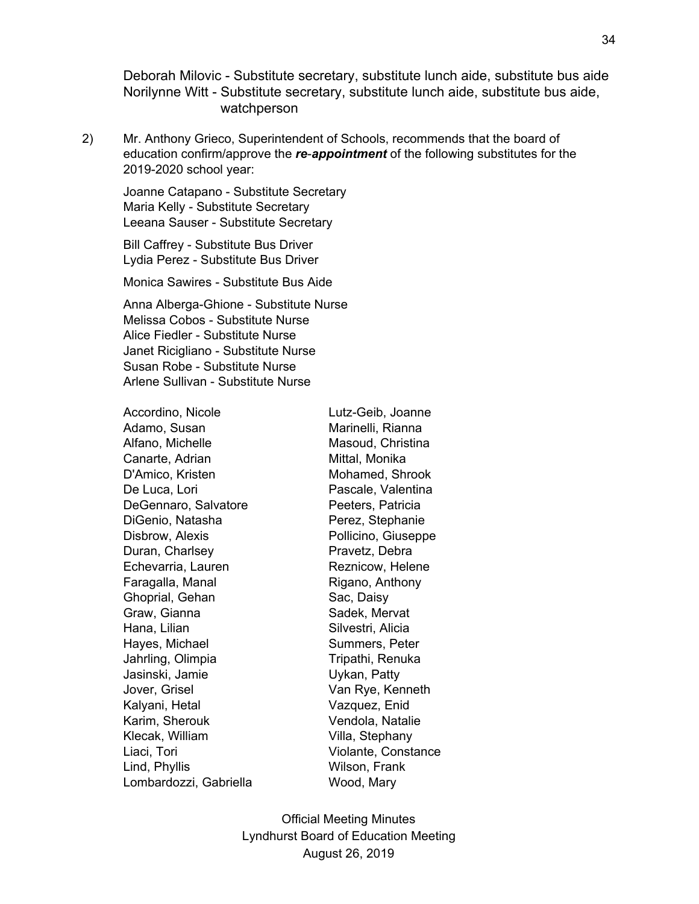Deborah Milovic - Substitute secretary, substitute lunch aide, substitute bus aide
Norilynne Witt - Substitute secretary, substitute lunch aide, substitute bus aide, watchperson

2) Mr. Anthony Grieco, Superintendent of Schools, recommends that the board of education confirm/approve the ***re-appointment*** of the following substitutes for the 2019-2020 school year:

Joanne Catapano - Substitute Secretary
Maria Kelly - Substitute Secretary
Leeana Sauser - Substitute Secretary

Bill Caffrey - Substitute Bus Driver
Lydia Perez - Substitute Bus Driver

Monica Sawires - Substitute Bus Aide

Anna Alberga-Ghione - Substitute Nurse
Melissa Cobos - Substitute Nurse
Alice Fiedler - Substitute Nurse
Janet Ricigliano - Substitute Nurse
Susan Robe - Substitute Nurse
Arlene Sullivan - Substitute Nurse

Accordino, Nicole
Adamo, Susan
Alfano, Michelle
Canarte, Adrian
D'Amico, Kristen
De Luca, Lori
DeGennaro, Salvatore
DiGenio, Natasha
Disbrow, Alexis
Duran, Charlsey
Echevarria, Lauren
Faragalla, Manal
Ghoprial, Gehan
Graw, Gianna
Hana, Lilian
Hayes, Michael
Jahrling, Olimpia
Jasinski, Jamie
Jover, Grisel
Kalyani, Hetal
Karim, Sherouk
Klecak, William
Liaci, Tori
Lind, Phyllis
Lombardozzi, Gabriella
Lutz-Geib, Joanne
Marinelli, Rianna
Masoud, Christina
Mittal, Monika
Mohamed, Shrook
Pascale, Valentina
Peeters, Patricia
Perez, Stephanie
Pollicino, Giuseppe
Pravetz, Debra
Reznicow, Helene
Rigano, Anthony
Sac, Daisy
Sadek, Mervat
Silvestri, Alicia
Summers, Peter
Tripathi, Renuka
Uykan, Patty
Van Rye, Kenneth
Vazquez, Enid
Vendola, Natalie
Villa, Stephany
Violante, Constance
Wilson, Frank
Wood, Mary

Official Meeting Minutes
Lyndhurst Board of Education Meeting
August 26, 2019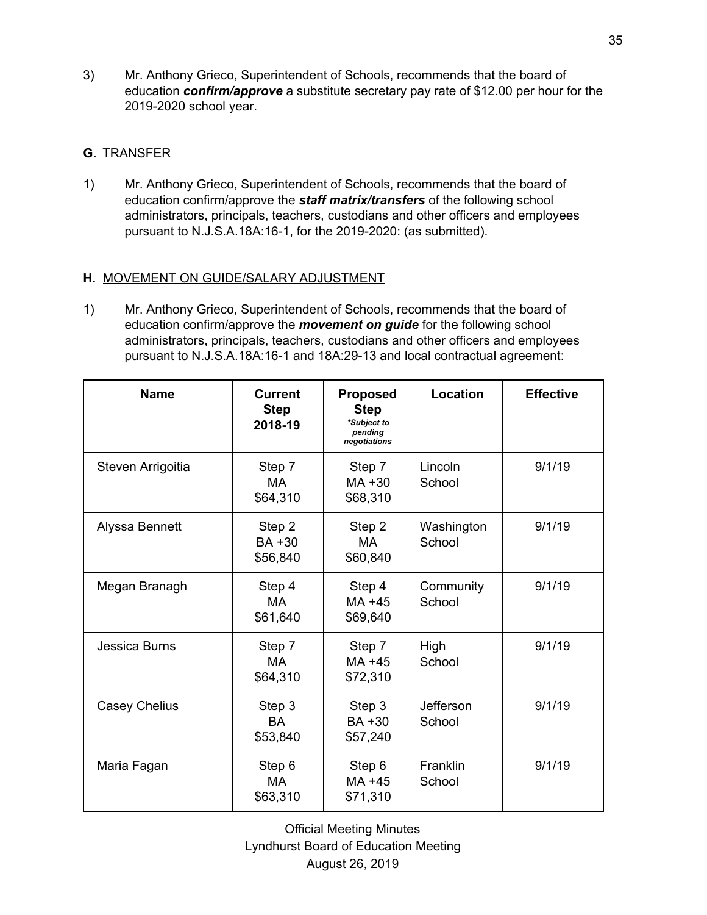3) Mr. Anthony Grieco, Superintendent of Schools, recommends that the board of education ***confirm/approve*** a substitute secretary pay rate of $12.00 per hour for the 2019-2020 school year.

**G.** TRANSFER

1) Mr. Anthony Grieco, Superintendent of Schools, recommends that the board of education confirm/approve the ***staff matrix/transfers*** of the following school administrators, principals, teachers, custodians and other officers and employees pursuant to N.J.S.A.18A:16-1, for the 2019-2020: (as submitted).

**H.** MOVEMENT ON GUIDE/SALARY ADJUSTMENT

1) Mr. Anthony Grieco, Superintendent of Schools, recommends that the board of education confirm/approve the ***movement on guide*** for the following school administrators, principals, teachers, custodians and other officers and employees pursuant to N.J.S.A.18A:16-1 and 18A:29-13 and local contractual agreement:

| Name | Current Step 2018-19 | Proposed Step *\*Subject to pending negotiations* | Location | Effective |
|---|---|---|---|---|
| Steven Arrigoitia | Step 7 MA $64,310 | Step 7 MA +30 $68,310 | Lincoln School | 9/1/19 |
| Alyssa Bennett | Step 2 BA +30 $56,840 | Step 2 MA $60,840 | Washington School | 9/1/19 |
| Megan Branagh | Step 4 MA $61,640 | Step 4 MA +45 $69,640 | Community School | 9/1/19 |
| Jessica Burns | Step 7 MA $64,310 | Step 7 MA +45 $72,310 | High School | 9/1/19 |
| Casey Chelius | Step 3 BA $53,840 | Step 3 BA +30 $57,240 | Jefferson School | 9/1/19 |
| Maria Fagan | Step 6 MA $63,310 | Step 6 MA +45 $71,310 | Franklin School | 9/1/19 |

Official Meeting Minutes
Lyndhurst Board of Education Meeting
August 26, 2019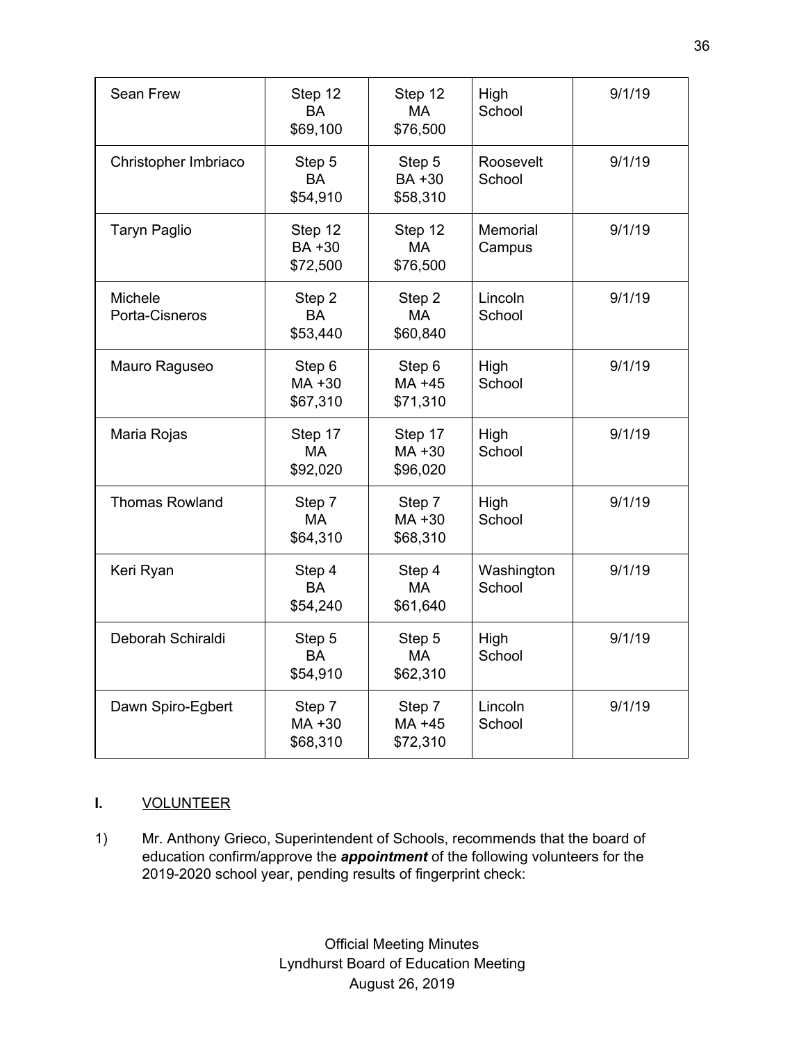| | | | | |
|---|---|---|---|---|
| Sean Frew | Step 12<br>BA<br>$69,100 | Step 12<br>MA<br>$76,500 | High School | 9/1/19 |
| Christopher Imbriaco | Step 5<br>BA<br>$54,910 | Step 5<br>BA +30<br>$58,310 | Roosevelt School | 9/1/19 |
| Taryn Paglio | Step 12<br>BA +30<br>$72,500 | Step 12<br>MA<br>$76,500 | Memorial Campus | 9/1/19 |
| Michele Porta-Cisneros | Step 2<br>BA<br>$53,440 | Step 2<br>MA<br>$60,840 | Lincoln School | 9/1/19 |
| Mauro Raguseo | Step 6<br>MA +30<br>$67,310 | Step 6<br>MA +45<br>$71,310 | High School | 9/1/19 |
| Maria Rojas | Step 17<br>MA<br>$92,020 | Step 17<br>MA +30<br>$96,020 | High School | 9/1/19 |
| Thomas Rowland | Step 7<br>MA<br>$64,310 | Step 7<br>MA +30<br>$68,310 | High School | 9/1/19 |
| Keri Ryan | Step 4<br>BA<br>$54,240 | Step 4<br>MA<br>$61,640 | Washington School | 9/1/19 |
| Deborah Schiraldi | Step 5<br>BA<br>$54,910 | Step 5<br>MA<br>$62,310 | High School | 9/1/19 |
| Dawn Spiro-Egbert | Step 7<br>MA +30<br>$68,310 | Step 7<br>MA +45<br>$72,310 | Lincoln School | 9/1/19 |

**I.** VOLUNTEER

1) Mr. Anthony Grieco, Superintendent of Schools, recommends that the board of education confirm/approve the ***appointment*** of the following volunteers for the 2019-2020 school year, pending results of fingerprint check:

Official Meeting Minutes
Lyndhurst Board of Education Meeting
August 26, 2019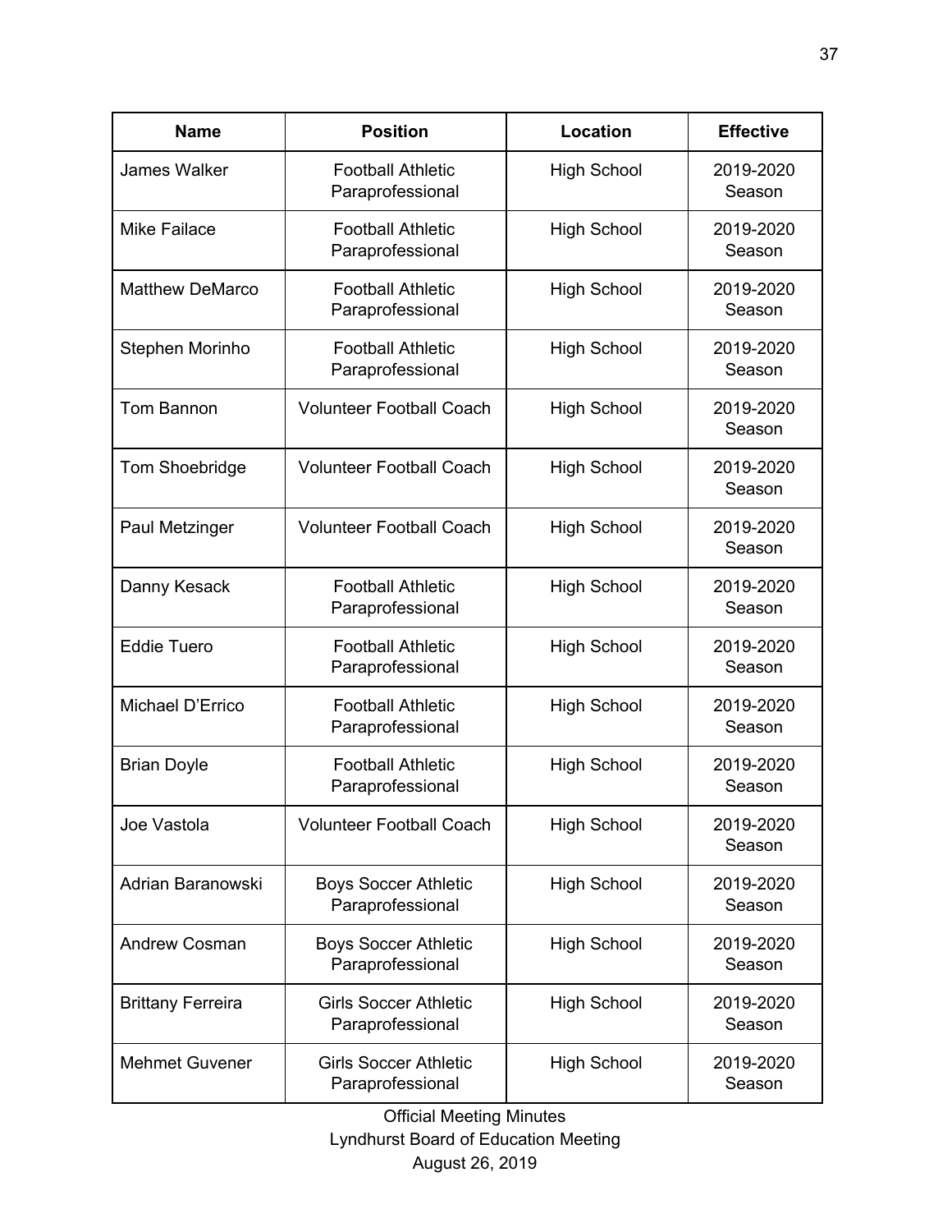| Name | Position | Location | Effective |
|---|---|---|---|
| James Walker | Football Athletic Paraprofessional | High School | 2019-2020 Season |
| Mike Failace | Football Athletic Paraprofessional | High School | 2019-2020 Season |
| Matthew DeMarco | Football Athletic Paraprofessional | High School | 2019-2020 Season |
| Stephen Morinho | Football Athletic Paraprofessional | High School | 2019-2020 Season |
| Tom Bannon | Volunteer Football Coach | High School | 2019-2020 Season |
| Tom Shoebridge | Volunteer Football Coach | High School | 2019-2020 Season |
| Paul Metzinger | Volunteer Football Coach | High School | 2019-2020 Season |
| Danny Kesack | Football Athletic Paraprofessional | High School | 2019-2020 Season |
| Eddie Tuero | Football Athletic Paraprofessional | High School | 2019-2020 Season |
| Michael D'Errico | Football Athletic Paraprofessional | High School | 2019-2020 Season |
| Brian Doyle | Football Athletic Paraprofessional | High School | 2019-2020 Season |
| Joe Vastola | Volunteer Football Coach | High School | 2019-2020 Season |
| Adrian Baranowski | Boys Soccer Athletic Paraprofessional | High School | 2019-2020 Season |
| Andrew Cosman | Boys Soccer Athletic Paraprofessional | High School | 2019-2020 Season |
| Brittany Ferreira | Girls Soccer Athletic Paraprofessional | High School | 2019-2020 Season |
| Mehmet Guvener | Girls Soccer Athletic Paraprofessional | High School | 2019-2020 Season |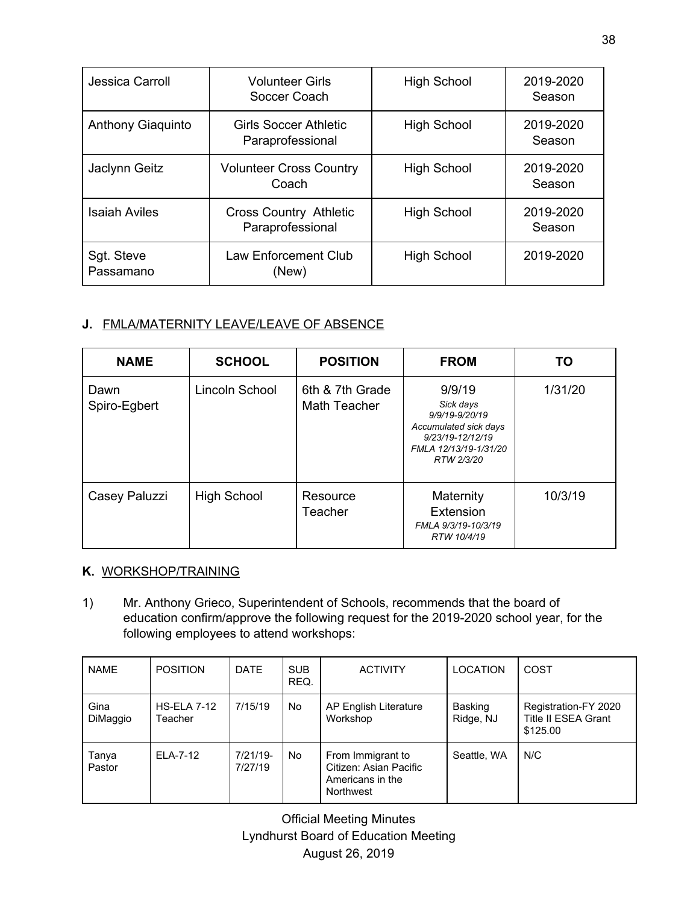| | | | |
|---|---|---|---|
| Jessica Carroll | Volunteer Girls Soccer Coach | High School | 2019-2020 Season |
| Anthony Giaquinto | Girls Soccer Athletic Paraprofessional | High School | 2019-2020 Season |
| Jaclynn Geitz | Volunteer Cross Country Coach | High School | 2019-2020 Season |
| Isaiah Aviles | Cross Country Athletic Paraprofessional | High School | 2019-2020 Season |
| Sgt. Steve Passamano | Law Enforcement Club (New) | High School | 2019-2020 |

**J.** FMLA/MATERNITY LEAVE/LEAVE OF ABSENCE

| NAME | SCHOOL | POSITION | FROM | TO |
|---|---|---|---|---|
| Dawn Spiro-Egbert | Lincoln School | 6th & 7th Grade Math Teacher | 9/9/19 *Sick days 9/9/19-9/20/19 Accumulated sick days 9/23/19-12/12/19 FMLA 12/13/19-1/31/20 RTW 2/3/20* | 1/31/20 |
| Casey Paluzzi | High School | Resource Teacher | Maternity Extension *FMLA 9/3/19-10/3/19 RTW 10/4/19* | 10/3/19 |

**K.** WORKSHOP/TRAINING

1) Mr. Anthony Grieco, Superintendent of Schools, recommends that the board of education confirm/approve the following request for the 2019-2020 school year, for the following employees to attend workshops:

| NAME | POSITION | DATE | SUB REQ. | ACTIVITY | LOCATION | COST |
|---|---|---|---|---|---|---|
| Gina DiMaggio | HS-ELA 7-12 Teacher | 7/15/19 | No | AP English Literature Workshop | Basking Ridge, NJ | Registration-FY 2020 Title II ESEA Grant $125.00 |
| Tanya Pastor | ELA-7-12 | 7/21/19-7/27/19 | No | From Immigrant to Citizen: Asian Pacific Americans in the Northwest | Seattle, WA | N/C |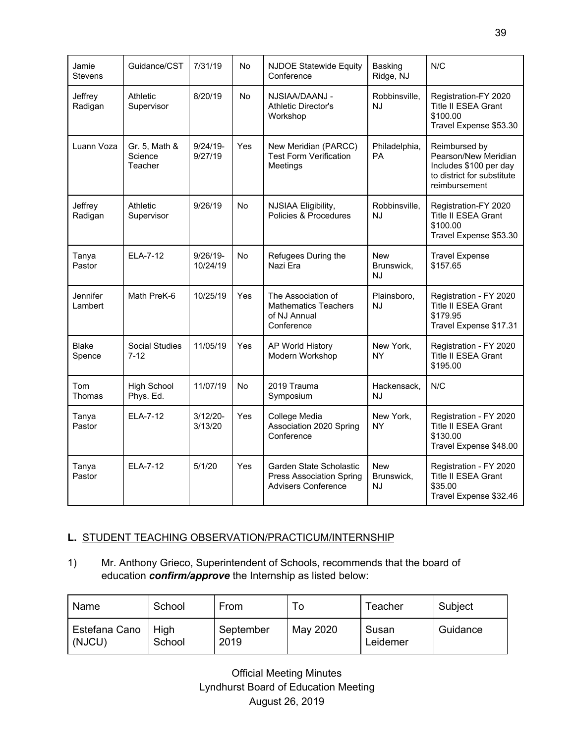| Jamie Stevens | Guidance/CST | 7/31/19 | No | NJDOE Statewide Equity Conference | Basking Ridge, NJ | N/C |
|---|---|---|---|---|---|---|
| Jeffrey Radigan | Athletic Supervisor | 8/20/19 | No | NJSIAA/DAANJ - Athletic Director's Workshop | Robbinsville, NJ | Registration-FY 2020 Title II ESEA Grant $100.00 Travel Expense $53.30 |
| Luann Voza | Gr. 5, Math & Science Teacher | 9/24/19-9/27/19 | Yes | New Meridian (PARCC) Test Form Verification Meetings | Philadelphia, PA | Reimbursed by Pearson/New Meridian Includes $100 per day to district for substitute reimbursement |
| Jeffrey Radigan | Athletic Supervisor | 9/26/19 | No | NJSIAA Eligibility, Policies & Procedures | Robbinsville, NJ | Registration-FY 2020 Title II ESEA Grant $100.00 Travel Expense $53.30 |
| Tanya Pastor | ELA-7-12 | 9/26/19-10/24/19 | No | Refugees During the Nazi Era | New Brunswick, NJ | Travel Expense $157.65 |
| Jennifer Lambert | Math PreK-6 | 10/25/19 | Yes | The Association of Mathematics Teachers of NJ Annual Conference | Plainsboro, NJ | Registration - FY 2020 Title II ESEA Grant $179.95 Travel Expense $17.31 |
| Blake Spence | Social Studies 7-12 | 11/05/19 | Yes | AP World History Modern Workshop | New York, NY | Registration - FY 2020 Title II ESEA Grant $195.00 |
| Tom Thomas | High School Phys. Ed. | 11/07/19 | No | 2019 Trauma Symposium | Hackensack, NJ | N/C |
| Tanya Pastor | ELA-7-12 | 3/12/20-3/13/20 | Yes | College Media Association 2020 Spring Conference | New York, NY | Registration - FY 2020 Title II ESEA Grant $130.00 Travel Expense $48.00 |
| Tanya Pastor | ELA-7-12 | 5/1/20 | Yes | Garden State Scholastic Press Association Spring Advisers Conference | New Brunswick, NJ | Registration - FY 2020 Title II ESEA Grant $35.00 Travel Expense $32.46 |

**L.** STUDENT TEACHING OBSERVATION/PRACTICUM/INTERNSHIP

1) Mr. Anthony Grieco, Superintendent of Schools, recommends that the board of education ***confirm/approve*** the Internship as listed below:

| Name | School | From | To | Teacher | Subject |
|---|---|---|---|---|---|
| Estefana Cano (NJCU) | High School | September 2019 | May 2020 | Susan Leidemer | Guidance |

Official Meeting Minutes
Lyndhurst Board of Education Meeting
August 26, 2019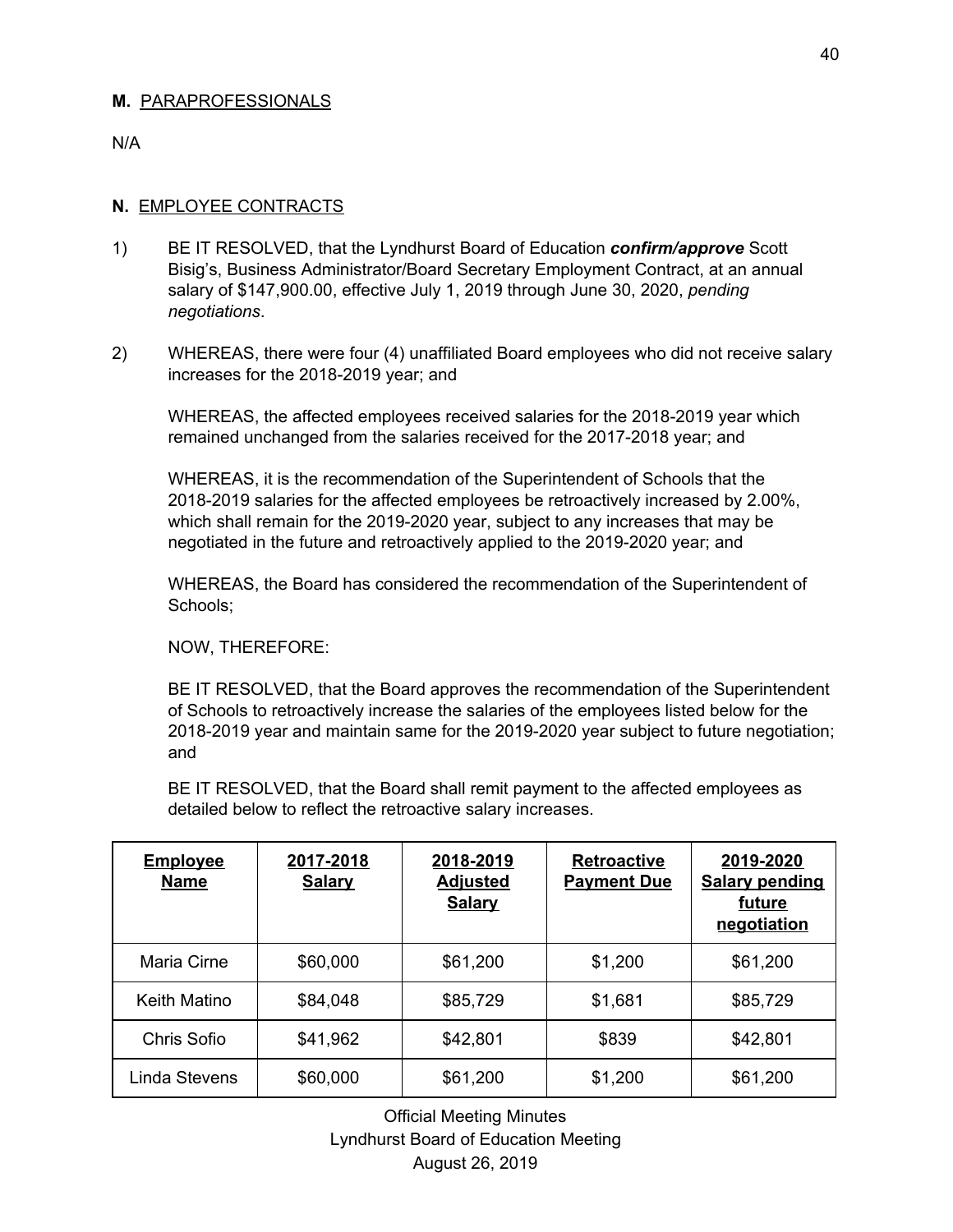**M.** PARAPROFESSIONALS

N/A

**N.** EMPLOYEE CONTRACTS

1) BE IT RESOLVED, that the Lyndhurst Board of Education ***confirm/approve*** Scott Bisig's, Business Administrator/Board Secretary Employment Contract, at an annual salary of $147,900.00, effective July 1, 2019 through June 30, 2020, *pending negotiations*.

2) WHEREAS, there were four (4) unaffiliated Board employees who did not receive salary increases for the 2018-2019 year; and

   WHEREAS, the affected employees received salaries for the 2018-2019 year which remained unchanged from the salaries received for the 2017-2018 year; and

   WHEREAS, it is the recommendation of the Superintendent of Schools that the 2018-2019 salaries for the affected employees be retroactively increased by 2.00%, which shall remain for the 2019-2020 year, subject to any increases that may be negotiated in the future and retroactively applied to the 2019-2020 year; and

   WHEREAS, the Board has considered the recommendation of the Superintendent of Schools;

   NOW, THEREFORE:

   BE IT RESOLVED, that the Board approves the recommendation of the Superintendent of Schools to retroactively increase the salaries of the employees listed below for the 2018-2019 year and maintain same for the 2019-2020 year subject to future negotiation; and

   BE IT RESOLVED, that the Board shall remit payment to the affected employees as detailed below to reflect the retroactive salary increases.

| Employee Name | 2017-2018 Salary | 2018-2019 Adjusted Salary | Retroactive Payment Due | 2019-2020 Salary pending future negotiation |
|---|---|---|---|---|
| Maria Cirne | $60,000 | $61,200 | $1,200 | $61,200 |
| Keith Matino | $84,048 | $85,729 | $1,681 | $85,729 |
| Chris Sofio | $41,962 | $42,801 | $839 | $42,801 |
| Linda Stevens | $60,000 | $61,200 | $1,200 | $61,200 |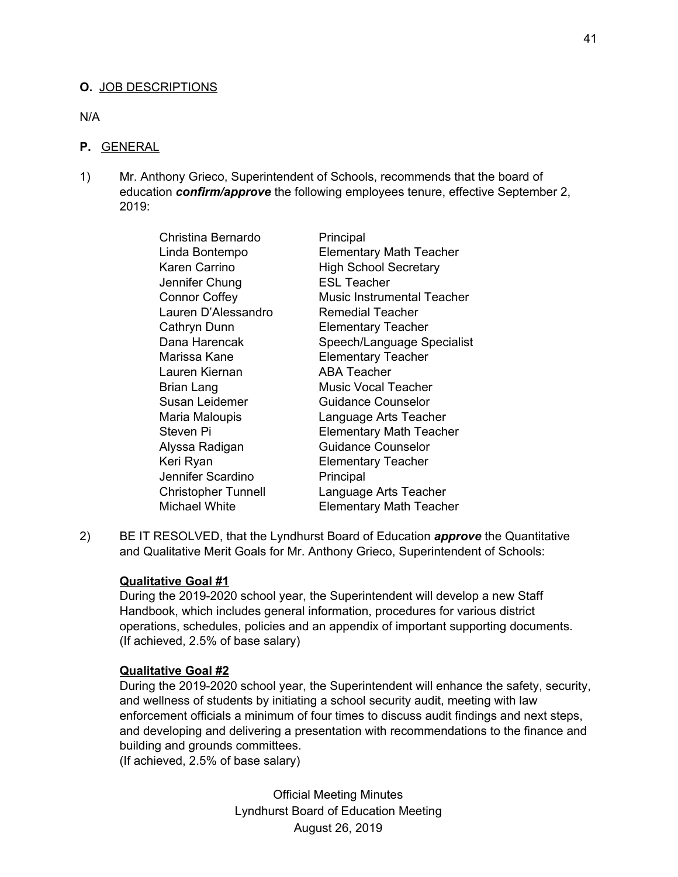**O.** <u>JOB DESCRIPTIONS</u>

N/A

**P.** <u>GENERAL</u>

1) Mr. Anthony Grieco, Superintendent of Schools, recommends that the board of education ***confirm/approve*** the following employees tenure, effective September 2, 2019:

| | |
|---|---|
| Christina Bernardo | Principal |
| Linda Bontempo | Elementary Math Teacher |
| Karen Carrino | High School Secretary |
| Jennifer Chung | ESL Teacher |
| Connor Coffey | Music Instrumental Teacher |
| Lauren D'Alessandro | Remedial Teacher |
| Cathryn Dunn | Elementary Teacher |
| Dana Harencak | Speech/Language Specialist |
| Marissa Kane | Elementary Teacher |
| Lauren Kiernan | ABA Teacher |
| Brian Lang | Music Vocal Teacher |
| Susan Leidemer | Guidance Counselor |
| Maria Maloupis | Language Arts Teacher |
| Steven Pi | Elementary Math Teacher |
| Alyssa Radigan | Guidance Counselor |
| Keri Ryan | Elementary Teacher |
| Jennifer Scardino | Principal |
| Christopher Tunnell | Language Arts Teacher |
| Michael White | Elementary Math Teacher |

2) BE IT RESOLVED, that the Lyndhurst Board of Education ***approve*** the Quantitative and Qualitative Merit Goals for Mr. Anthony Grieco, Superintendent of Schools:

**<u>Qualitative Goal #1</u>**
During the 2019-2020 school year, the Superintendent will develop a new Staff Handbook, which includes general information, procedures for various district operations, schedules, policies and an appendix of important supporting documents.
(If achieved, 2.5% of base salary)

**<u>Qualitative Goal #2</u>**
During the 2019-2020 school year, the Superintendent will enhance the safety, security, and wellness of students by initiating a school security audit, meeting with law enforcement officials a minimum of four times to discuss audit findings and next steps, and developing and delivering a presentation with recommendations to the finance and building and grounds committees.
(If achieved, 2.5% of base salary)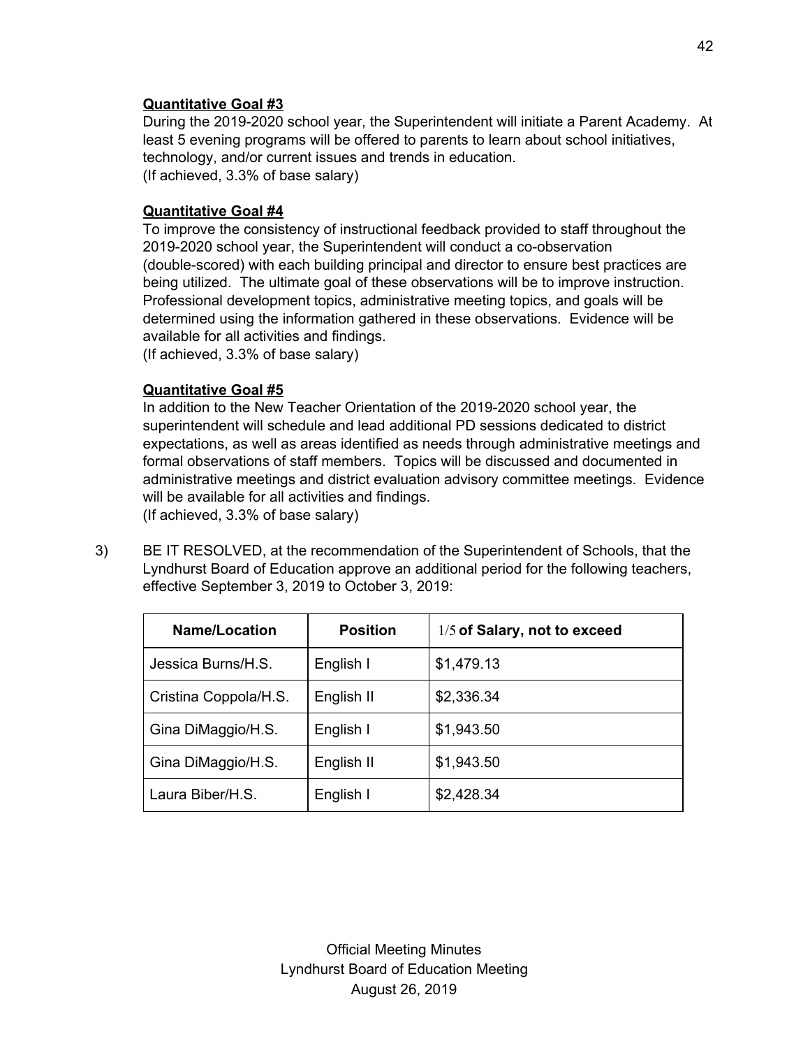**Quantitative Goal #3**

During the 2019-2020 school year, the Superintendent will initiate a Parent Academy. At least 5 evening programs will be offered to parents to learn about school initiatives, technology, and/or current issues and trends in education.
(If achieved, 3.3% of base salary)

**Quantitative Goal #4**

To improve the consistency of instructional feedback provided to staff throughout the 2019-2020 school year, the Superintendent will conduct a co-observation (double-scored) with each building principal and director to ensure best practices are being utilized. The ultimate goal of these observations will be to improve instruction. Professional development topics, administrative meeting topics, and goals will be determined using the information gathered in these observations. Evidence will be available for all activities and findings.
(If achieved, 3.3% of base salary)

**Quantitative Goal #5**

In addition to the New Teacher Orientation of the 2019-2020 school year, the superintendent will schedule and lead additional PD sessions dedicated to district expectations, as well as areas identified as needs through administrative meetings and formal observations of staff members. Topics will be discussed and documented in administrative meetings and district evaluation advisory committee meetings. Evidence will be available for all activities and findings.
(If achieved, 3.3% of base salary)

3) BE IT RESOLVED, at the recommendation of the Superintendent of Schools, that the Lyndhurst Board of Education approve an additional period for the following teachers, effective September 3, 2019 to October 3, 2019:

| Name/Location | Position | 1/5 of Salary, not to exceed |
|---|---|---|
| Jessica Burns/H.S. | English I | $1,479.13 |
| Cristina Coppola/H.S. | English II | $2,336.34 |
| Gina DiMaggio/H.S. | English I | $1,943.50 |
| Gina DiMaggio/H.S. | English II | $1,943.50 |
| Laura Biber/H.S. | English I | $2,428.34 |

Official Meeting Minutes
Lyndhurst Board of Education Meeting
August 26, 2019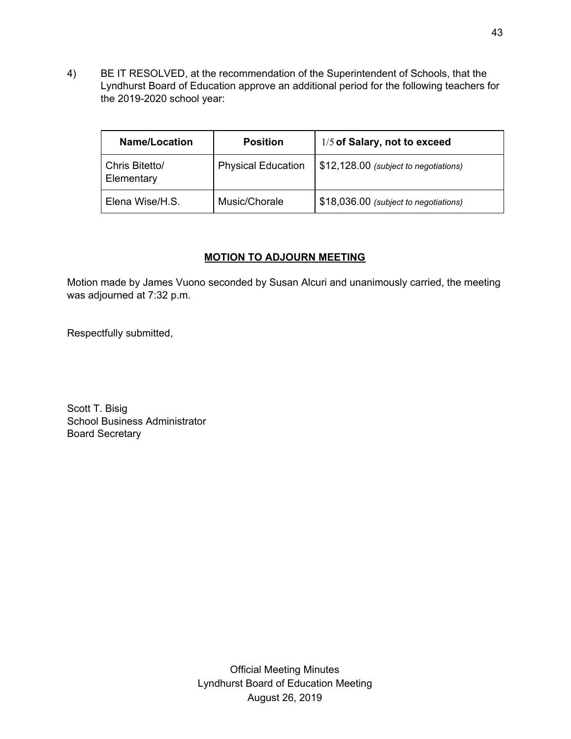4) BE IT RESOLVED, at the recommendation of the Superintendent of Schools, that the Lyndhurst Board of Education approve an additional period for the following teachers for the 2019-2020 school year:

| **Name/Location** | **Position** | 1/5 **of Salary, not to exceed** |
|---|---|---|
| Chris Bitetto/ Elementary | Physical Education | $12,128.00 *(subject to negotiations)* |
| Elena Wise/H.S. | Music/Chorale | $18,036.00 *(subject to negotiations)* |

## MOTION TO ADJOURN MEETING

Motion made by James Vuono seconded by Susan Alcuri and unanimously carried, the meeting was adjourned at 7:32 p.m.

Respectfully submitted,

Scott T. Bisig
School Business Administrator
Board Secretary

Official Meeting Minutes
Lyndhurst Board of Education Meeting
August 26, 2019